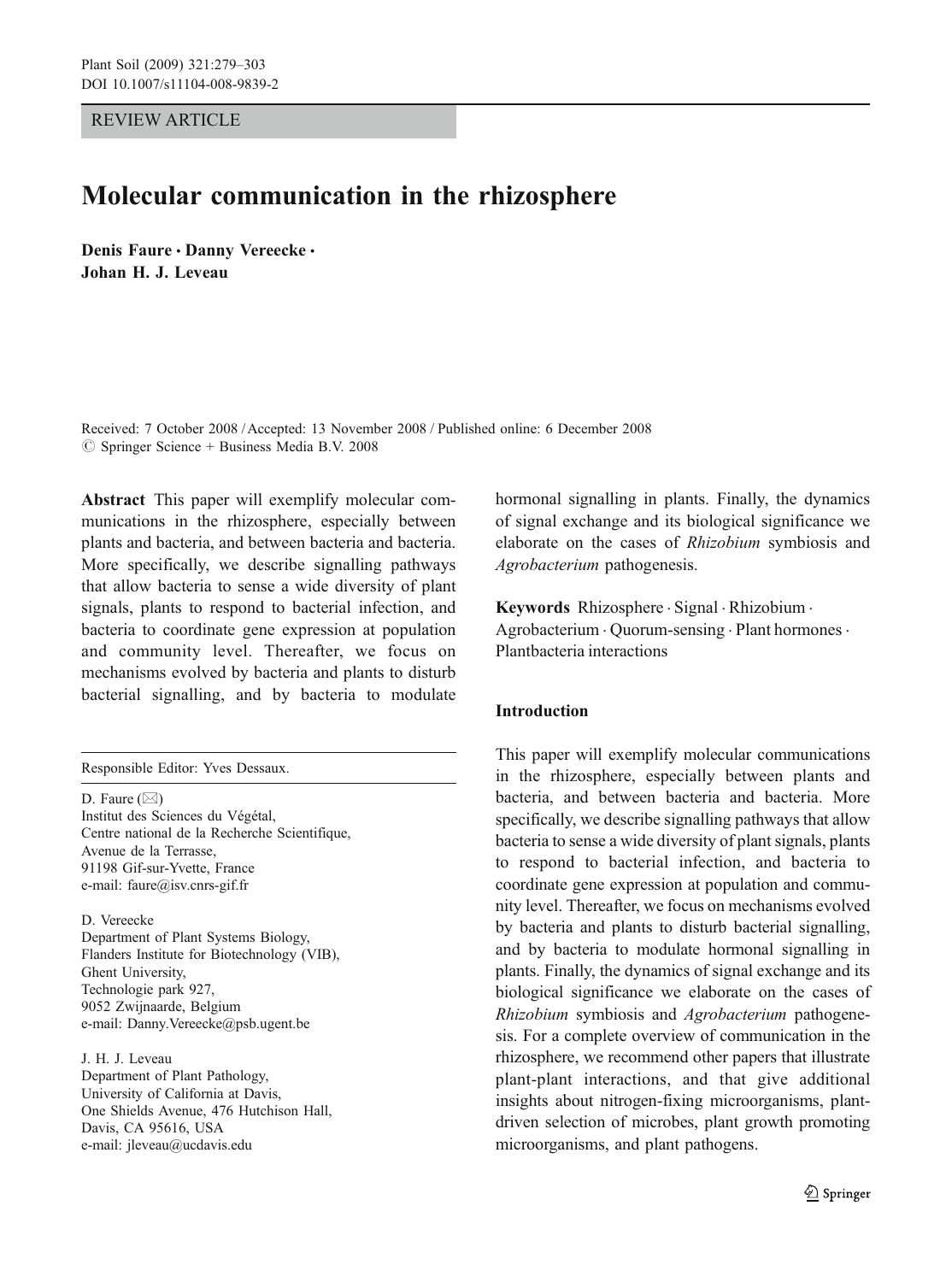REVIEW ARTICLE

# Molecular communication in the rhizosphere

**Denis Faure · Danny Vereecke · Johan H. J. Leveau**

Received: 7 October 2008 / Accepted: 13 November 2008 / Published online: 6 December 2008
© Springer Science + Business Media B.V. 2008

**Abstract** This paper will exemplify molecular communications in the rhizosphere, especially between plants and bacteria, and between bacteria and bacteria. More specifically, we describe signalling pathways that allow bacteria to sense a wide diversity of plant signals, plants to respond to bacterial infection, and bacteria to coordinate gene expression at population and community level. Thereafter, we focus on mechanisms evolved by bacteria and plants to disturb bacterial signalling, and by bacteria to modulate hormonal signalling in plants. Finally, the dynamics of signal exchange and its biological significance we elaborate on the cases of *Rhizobium* symbiosis and *Agrobacterium* pathogenesis.

**Keywords** Rhizosphere · Signal · Rhizobium · Agrobacterium · Quorum-sensing · Plant hormones · Plantbacteria interactions

Responsible Editor: Yves Dessaux.

D. Faure (✉)
Institut des Sciences du Végétal,
Centre national de la Recherche Scientifique,
Avenue de la Terrasse,
91198 Gif-sur-Yvette, France
e-mail: faure@isv.cnrs-gif.fr

D. Vereecke
Department of Plant Systems Biology,
Flanders Institute for Biotechnology (VIB),
Ghent University,
Technologie park 927,
9052 Zwijnaarde, Belgium
e-mail: Danny.Vereecke@psb.ugent.be

J. H. J. Leveau
Department of Plant Pathology,
University of California at Davis,
One Shields Avenue, 476 Hutchison Hall,
Davis, CA 95616, USA
e-mail: jleveau@ucdavis.edu

## Introduction

This paper will exemplify molecular communications in the rhizosphere, especially between plants and bacteria, and between bacteria and bacteria. More specifically, we describe signalling pathways that allow bacteria to sense a wide diversity of plant signals, plants to respond to bacterial infection, and bacteria to coordinate gene expression at population and community level. Thereafter, we focus on mechanisms evolved by bacteria and plants to disturb bacterial signalling, and by bacteria to modulate hormonal signalling in plants. Finally, the dynamics of signal exchange and its biological significance we elaborate on the cases of *Rhizobium* symbiosis and *Agrobacterium* pathogenesis. For a complete overview of communication in the rhizosphere, we recommend other papers that illustrate plant-plant interactions, and that give additional insights about nitrogen-fixing microorganisms, plant-driven selection of microbes, plant growth promoting microorganisms, and plant pathogens.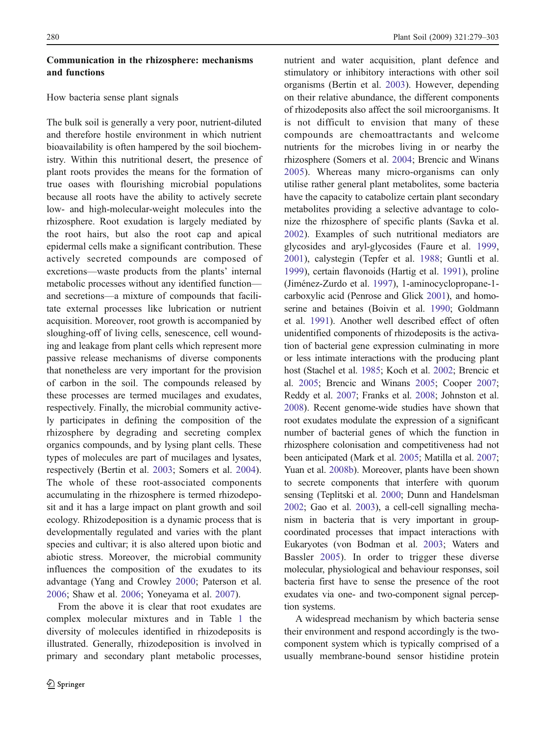## Communication in the rhizosphere: mechanisms and functions

### How bacteria sense plant signals

The bulk soil is generally a very poor, nutrient-diluted and therefore hostile environment in which nutrient bioavailability is often hampered by the soil biochemistry. Within this nutritional desert, the presence of plant roots provides the means for the formation of true oases with flourishing microbial populations because all roots have the ability to actively secrete low- and high-molecular-weight molecules into the rhizosphere. Root exudation is largely mediated by the root hairs, but also the root cap and apical epidermal cells make a significant contribution. These actively secreted compounds are composed of excretions—waste products from the plants' internal metabolic processes without any identified function—and secretions—a mixture of compounds that facilitate external processes like lubrication or nutrient acquisition. Moreover, root growth is accompanied by sloughing-off of living cells, senescence, cell wounding and leakage from plant cells which represent more passive release mechanisms of diverse components that nonetheless are very important for the provision of carbon in the soil. The compounds released by these processes are termed mucilages and exudates, respectively. Finally, the microbial community actively participates in defining the composition of the rhizosphere by degrading and secreting complex organics compounds, and by lysing plant cells. These types of molecules are part of mucilages and lysates, respectively (Bertin et al. 2003; Somers et al. 2004). The whole of these root-associated components accumulating in the rhizosphere is termed rhizodeposit and it has a large impact on plant growth and soil ecology. Rhizodeposition is a dynamic process that is developmentally regulated and varies with the plant species and cultivar; it is also altered upon biotic and abiotic stress. Moreover, the microbial community influences the composition of the exudates to its advantage (Yang and Crowley 2000; Paterson et al. 2006; Shaw et al. 2006; Yoneyama et al. 2007).

From the above it is clear that root exudates are complex molecular mixtures and in Table 1 the diversity of molecules identified in rhizodeposits is illustrated. Generally, rhizodeposition is involved in primary and secondary plant metabolic processes, nutrient and water acquisition, plant defence and stimulatory or inhibitory interactions with other soil organisms (Bertin et al. 2003). However, depending on their relative abundance, the different components of rhizodeposits also affect the soil microorganisms. It is not difficult to envision that many of these compounds are chemoattractants and welcome nutrients for the microbes living in or nearby the rhizosphere (Somers et al. 2004; Brencic and Winans 2005). Whereas many micro-organisms can only utilise rather general plant metabolites, some bacteria have the capacity to catabolize certain plant secondary metabolites providing a selective advantage to colonize the rhizosphere of specific plants (Savka et al. 2002). Examples of such nutritional mediators are glycosides and aryl-glycosides (Faure et al. 1999, 2001), calystegin (Tepfer et al. 1988; Guntli et al. 1999), certain flavonoids (Hartig et al. 1991), proline (Jiménez-Zurdo et al. 1997), 1-aminocyclopropane-1-carboxylic acid (Penrose and Glick 2001), and homoserine and betaines (Boivin et al. 1990; Goldmann et al. 1991). Another well described effect of often unidentified components of rhizodeposits is the activation of bacterial gene expression culminating in more or less intimate interactions with the producing plant host (Stachel et al. 1985; Koch et al. 2002; Brencic et al. 2005; Brencic and Winans 2005; Cooper 2007; Reddy et al. 2007; Franks et al. 2008; Johnston et al. 2008). Recent genome-wide studies have shown that root exudates modulate the expression of a significant number of bacterial genes of which the function in rhizosphere colonisation and competitiveness had not been anticipated (Mark et al. 2005; Matilla et al. 2007; Yuan et al. 2008b). Moreover, plants have been shown to secrete components that interfere with quorum sensing (Teplitski et al. 2000; Dunn and Handelsman 2002; Gao et al. 2003), a cell-cell signalling mechanism in bacteria that is very important in group-coordinated processes that impact interactions with Eukaryotes (von Bodman et al. 2003; Waters and Bassler 2005). In order to trigger these diverse molecular, physiological and behaviour responses, soil bacteria first have to sense the presence of the root exudates via one- and two-component signal perception systems.

A widespread mechanism by which bacteria sense their environment and respond accordingly is the two-component system which is typically comprised of a usually membrane-bound sensor histidine protein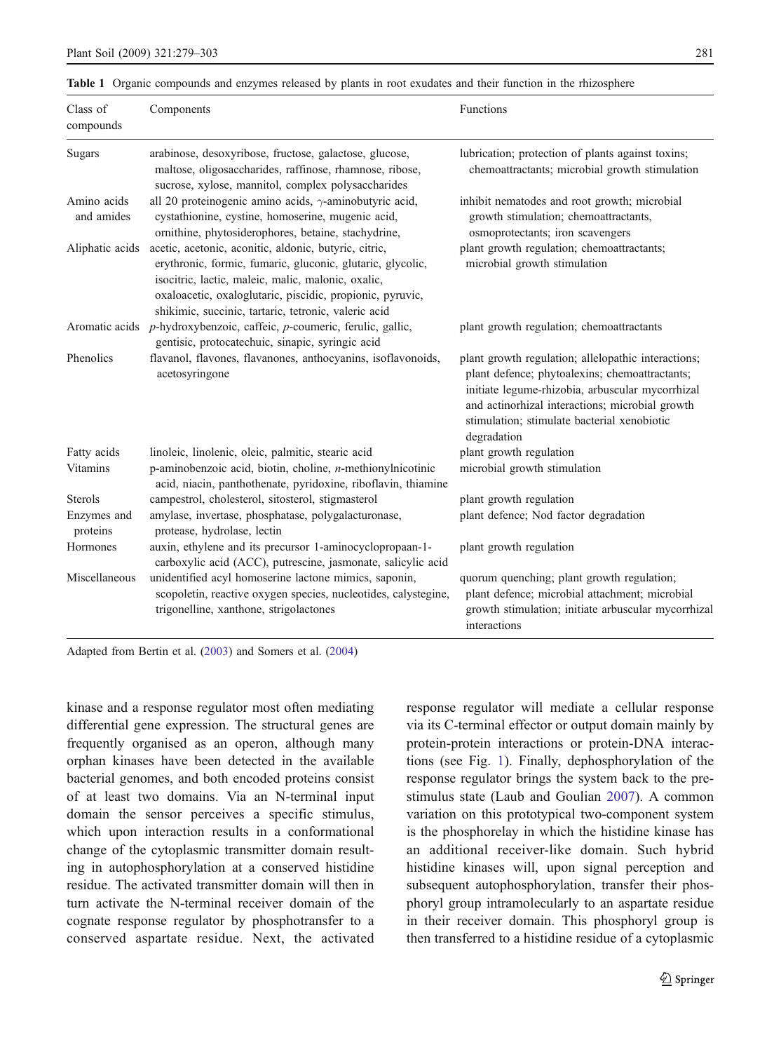**Table 1** Organic compounds and enzymes released by plants in root exudates and their function in the rhizosphere

| Class of compounds | Components | Functions |
|---|---|---|
| Sugars | arabinose, desoxyribose, fructose, galactose, glucose, maltose, oligosaccharides, raffinose, rhamnose, ribose, sucrose, xylose, mannitol, complex polysaccharides | lubrication; protection of plants against toxins; chemoattractants; microbial growth stimulation |
| Amino acids and amides | all 20 proteinogenic amino acids, γ-aminobutyric acid, cystathionine, cystine, homoserine, mugenic acid, ornithine, phytosiderophores, betaine, stachydrine, | inhibit nematodes and root growth; microbial growth stimulation; chemoattractants, osmoprotectants; iron scavengers |
| Aliphatic acids | acetic, acetonic, aconitic, aldonic, butyric, citric, erythronic, formic, fumaric, gluconic, glutaric, glycolic, isocitric, lactic, maleic, malic, malonic, oxalic, oxaloacetic, oxaloglutaric, piscidic, propionic, pyruvic, shikimic, succinic, tartaric, tetronic, valeric acid | plant growth regulation; chemoattractants; microbial growth stimulation |
| Aromatic acids | *p*-hydroxybenzoic, caffeic, *p*-coumeric, ferulic, gallic, gentisic, protocatechuic, sinapic, syringic acid | plant growth regulation; chemoattractants |
| Phenolics | flavanol, flavones, flavanones, anthocyanins, isoflavonoids, acetosyringone | plant growth regulation; allelopathic interactions; plant defence; phytoalexins; chemoattractants; initiate legume-rhizobia, arbuscular mycorrhizal and actinorhizal interactions; microbial growth stimulation; stimulate bacterial xenobiotic degradation |
| Fatty acids | linoleic, linolenic, oleic, palmitic, stearic acid | plant growth regulation |
| Vitamins | p-aminobenzoic acid, biotin, choline, *n*-methionylnicotinic acid, niacin, panthothenate, pyridoxine, riboflavin, thiamine | microbial growth stimulation |
| Sterols | campestrol, cholesterol, sitosterol, stigmasterol | plant growth regulation |
| Enzymes and proteins | amylase, invertase, phosphatase, polygalacturonase, protease, hydrolase, lectin | plant defence; Nod factor degradation |
| Hormones | auxin, ethylene and its precursor 1-aminocyclopropaan-1-carboxylic acid (ACC), putrescine, jasmonate, salicylic acid | plant growth regulation |
| Miscellaneous | unidentified acyl homoserine lactone mimics, saponin, scopoletin, reactive oxygen species, nucleotides, calystegine, trigonelline, xanthone, strigolactones | quorum quenching; plant growth regulation; plant defence; microbial attachment; microbial growth stimulation; initiate arbuscular mycorrhizal interactions |

Adapted from Bertin et al. (2003) and Somers et al. (2004)

kinase and a response regulator most often mediating differential gene expression. The structural genes are frequently organised as an operon, although many orphan kinases have been detected in the available bacterial genomes, and both encoded proteins consist of at least two domains. Via an N-terminal input domain the sensor perceives a specific stimulus, which upon interaction results in a conformational change of the cytoplasmic transmitter domain resulting in autophosphorylation at a conserved histidine residue. The activated transmitter domain will then in turn activate the N-terminal receiver domain of the cognate response regulator by phosphotransfer to a conserved aspartate residue. Next, the activated response regulator will mediate a cellular response via its C-terminal effector or output domain mainly by protein-protein interactions or protein-DNA interactions (see Fig. 1). Finally, dephosphorylation of the response regulator brings the system back to the pre-stimulus state (Laub and Goulian 2007). A common variation on this prototypical two-component system is the phosphorelay in which the histidine kinase has an additional receiver-like domain. Such hybrid histidine kinases will, upon signal perception and subsequent autophosphorylation, transfer their phosphoryl group intramolecularly to an aspartate residue in their receiver domain. This phosphoryl group is then transferred to a histidine residue of a cytoplasmic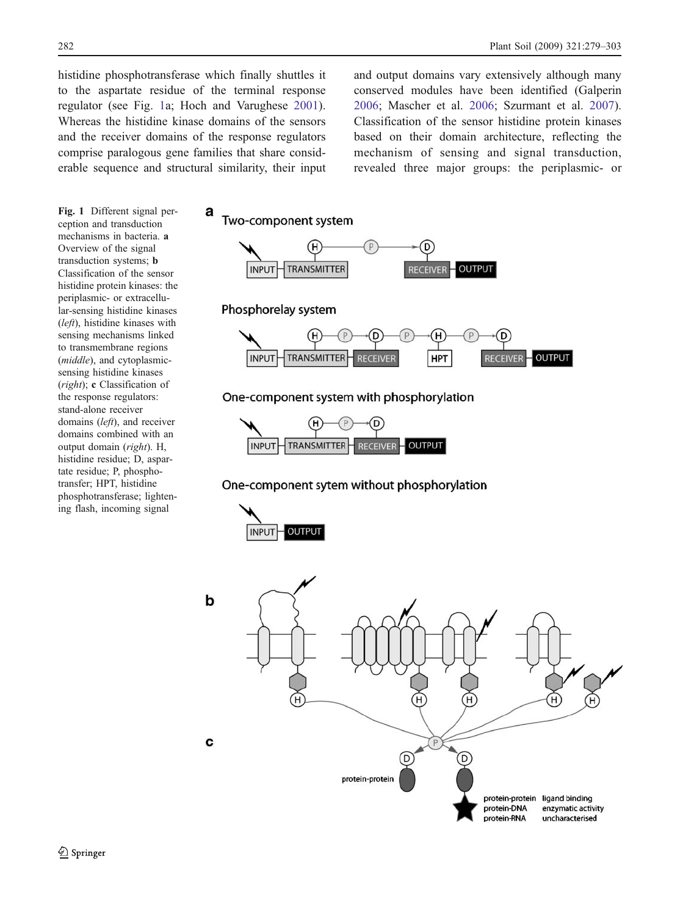histidine phosphotransferase which finally shuttles it to the aspartate residue of the terminal response regulator (see Fig. 1a; Hoch and Varughese 2001). Whereas the histidine kinase domains of the sensors and the receiver domains of the response regulators comprise paralogous gene families that share considerable sequence and structural similarity, their input and output domains vary extensively although many conserved modules have been identified (Galperin 2006; Mascher et al. 2006; Szurmant et al. 2007). Classification of the sensor histidine protein kinases based on their domain architecture, reflecting the mechanism of sensing and signal transduction, revealed three major groups: the periplasmic- or

**Fig. 1** Different signal perception and transduction mechanisms in bacteria. **a** Overview of the signal transduction systems; **b** Classification of the sensor histidine protein kinases: the periplasmic- or extracellular-sensing histidine kinases (*left*), histidine kinases with sensing mechanisms linked to transmembrane regions (*middle*), and cytoplasmic-sensing histidine kinases (*right*); **c** Classification of the response regulators: stand-alone receiver domains (*left*), and receiver domains combined with an output domain (*right*). H, histidine residue; D, aspartate residue; P, phosphotransfer; HPT, histidine phosphotransferase; lightening flash, incoming signal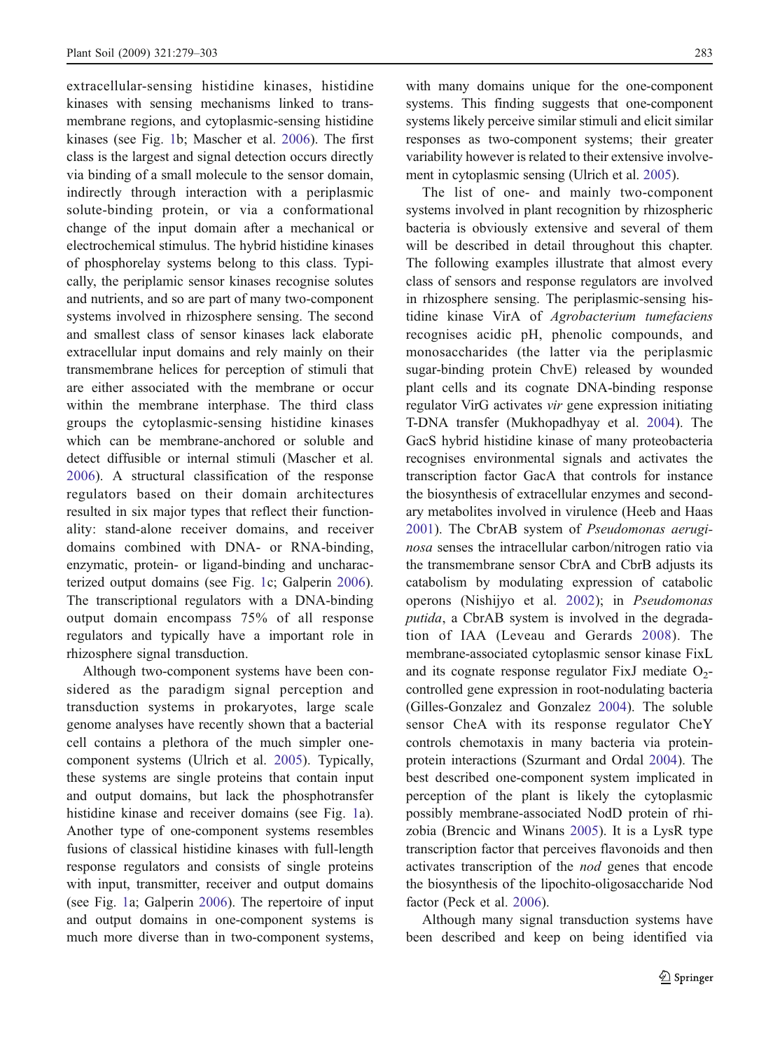extracellular-sensing histidine kinases, histidine kinases with sensing mechanisms linked to transmembrane regions, and cytoplasmic-sensing histidine kinases (see Fig. 1b; Mascher et al. 2006). The first class is the largest and signal detection occurs directly via binding of a small molecule to the sensor domain, indirectly through interaction with a periplasmic solute-binding protein, or via a conformational change of the input domain after a mechanical or electrochemical stimulus. The hybrid histidine kinases of phosphorelay systems belong to this class. Typically, the periplamic sensor kinases recognise solutes and nutrients, and so are part of many two-component systems involved in rhizosphere sensing. The second and smallest class of sensor kinases lack elaborate extracellular input domains and rely mainly on their transmembrane helices for perception of stimuli that are either associated with the membrane or occur within the membrane interphase. The third class groups the cytoplasmic-sensing histidine kinases which can be membrane-anchored or soluble and detect diffusible or internal stimuli (Mascher et al. 2006). A structural classification of the response regulators based on their domain architectures resulted in six major types that reflect their functionality: stand-alone receiver domains, and receiver domains combined with DNA- or RNA-binding, enzymatic, protein- or ligand-binding and uncharacterized output domains (see Fig. 1c; Galperin 2006). The transcriptional regulators with a DNA-binding output domain encompass 75% of all response regulators and typically have a important role in rhizosphere signal transduction.

Although two-component systems have been considered as the paradigm signal perception and transduction systems in prokaryotes, large scale genome analyses have recently shown that a bacterial cell contains a plethora of the much simpler one-component systems (Ulrich et al. 2005). Typically, these systems are single proteins that contain input and output domains, but lack the phosphotransfer histidine kinase and receiver domains (see Fig. 1a). Another type of one-component systems resembles fusions of classical histidine kinases with full-length response regulators and consists of single proteins with input, transmitter, receiver and output domains (see Fig. 1a; Galperin 2006). The repertoire of input and output domains in one-component systems is much more diverse than in two-component systems, with many domains unique for the one-component systems. This finding suggests that one-component systems likely perceive similar stimuli and elicit similar responses as two-component systems; their greater variability however is related to their extensive involvement in cytoplasmic sensing (Ulrich et al. 2005).

The list of one- and mainly two-component systems involved in plant recognition by rhizospheric bacteria is obviously extensive and several of them will be described in detail throughout this chapter. The following examples illustrate that almost every class of sensors and response regulators are involved in rhizosphere sensing. The periplasmic-sensing histidine kinase VirA of *Agrobacterium tumefaciens* recognises acidic pH, phenolic compounds, and monosaccharides (the latter via the periplasmic sugar-binding protein ChvE) released by wounded plant cells and its cognate DNA-binding response regulator VirG activates *vir* gene expression initiating T-DNA transfer (Mukhopadhyay et al. 2004). The GacS hybrid histidine kinase of many proteobacteria recognises environmental signals and activates the transcription factor GacA that controls for instance the biosynthesis of extracellular enzymes and secondary metabolites involved in virulence (Heeb and Haas 2001). The CbrAB system of *Pseudomonas aeruginosa* senses the intracellular carbon/nitrogen ratio via the transmembrane sensor CbrA and CbrB adjusts its catabolism by modulating expression of catabolic operons (Nishijyo et al. 2002); in *Pseudomonas putida*, a CbrAB system is involved in the degradation of IAA (Leveau and Gerards 2008). The membrane-associated cytoplasmic sensor kinase FixL and its cognate response regulator FixJ mediate $O_2$-controlled gene expression in root-nodulating bacteria (Gilles-Gonzalez and Gonzalez 2004). The soluble sensor CheA with its response regulator CheY controls chemotaxis in many bacteria via protein-protein interactions (Szurmant and Ordal 2004). The best described one-component system implicated in perception of the plant is likely the cytoplasmic possibly membrane-associated NodD protein of rhizobia (Brencic and Winans 2005). It is a LysR type transcription factor that perceives flavonoids and then activates transcription of the *nod* genes that encode the biosynthesis of the lipochito-oligosaccharide Nod factor (Peck et al. 2006).

Although many signal transduction systems have been described and keep on being identified via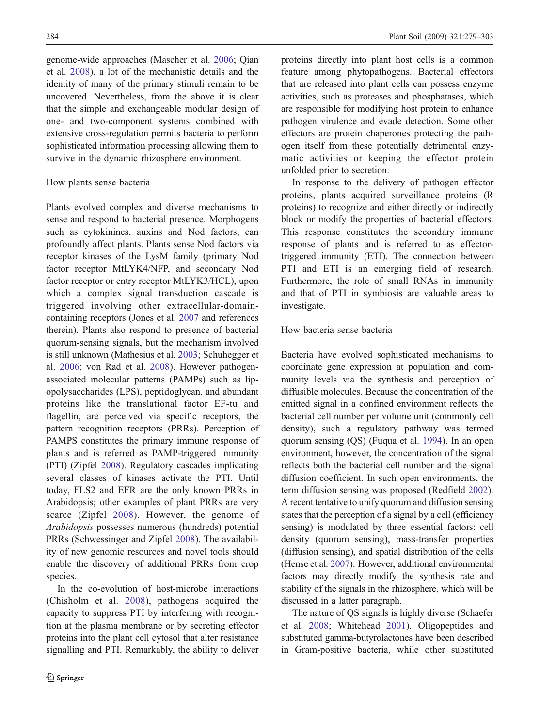genome-wide approaches (Mascher et al. 2006; Qian et al. 2008), a lot of the mechanistic details and the identity of many of the primary stimuli remain to be uncovered. Nevertheless, from the above it is clear that the simple and exchangeable modular design of one- and two-component systems combined with extensive cross-regulation permits bacteria to perform sophisticated information processing allowing them to survive in the dynamic rhizosphere environment.

## How plants sense bacteria

Plants evolved complex and diverse mechanisms to sense and respond to bacterial presence. Morphogens such as cytokinines, auxins and Nod factors, can profoundly affect plants. Plants sense Nod factors via receptor kinases of the LysM family (primary Nod factor receptor MtLYK4/NFP, and secondary Nod factor receptor or entry receptor MtLYK3/HCL), upon which a complex signal transduction cascade is triggered involving other extracellular-domain-containing receptors (Jones et al. 2007 and references therein). Plants also respond to presence of bacterial quorum-sensing signals, but the mechanism involved is still unknown (Mathesius et al. 2003; Schuhegger et al. 2006; von Rad et al. 2008). However pathogen-associated molecular patterns (PAMPs) such as lipopolysaccharides (LPS), peptidoglycan, and abundant proteins like the translational factor EF-tu and flagellin, are perceived via specific receptors, the pattern recognition receptors (PRRs). Perception of PAMPS constitutes the primary immune response of plants and is referred as PAMP-triggered immunity (PTI) (Zipfel 2008). Regulatory cascades implicating several classes of kinases activate the PTI. Until today, FLS2 and EFR are the only known PRRs in Arabidopsis; other examples of plant PRRs are very scarce (Zipfel 2008). However, the genome of *Arabidopsis* possesses numerous (hundreds) potential PRRs (Schwessinger and Zipfel 2008). The availability of new genomic resources and novel tools should enable the discovery of additional PRRs from crop species.

In the co-evolution of host-microbe interactions (Chisholm et al. 2008), pathogens acquired the capacity to suppress PTI by interfering with recognition at the plasma membrane or by secreting effector proteins into the plant cell cytosol that alter resistance signalling and PTI. Remarkably, the ability to deliver proteins directly into plant host cells is a common feature among phytopathogens. Bacterial effectors that are released into plant cells can possess enzyme activities, such as proteases and phosphatases, which are responsible for modifying host protein to enhance pathogen virulence and evade detection. Some other effectors are protein chaperones protecting the pathogen itself from these potentially detrimental enzymatic activities or keeping the effector protein unfolded prior to secretion.

In response to the delivery of pathogen effector proteins, plants acquired surveillance proteins (R proteins) to recognize and either directly or indirectly block or modify the properties of bacterial effectors. This response constitutes the secondary immune response of plants and is referred to as effector-triggered immunity (ETI). The connection between PTI and ETI is an emerging field of research. Furthermore, the role of small RNAs in immunity and that of PTI in symbiosis are valuable areas to investigate.

## How bacteria sense bacteria

Bacteria have evolved sophisticated mechanisms to coordinate gene expression at population and community levels via the synthesis and perception of diffusible molecules. Because the concentration of the emitted signal in a confined environment reflects the bacterial cell number per volume unit (commonly cell density), such a regulatory pathway was termed quorum sensing (QS) (Fuqua et al. 1994). In an open environment, however, the concentration of the signal reflects both the bacterial cell number and the signal diffusion coefficient. In such open environments, the term diffusion sensing was proposed (Redfield 2002). A recent tentative to unify quorum and diffusion sensing states that the perception of a signal by a cell (efficiency sensing) is modulated by three essential factors: cell density (quorum sensing), mass-transfer properties (diffusion sensing), and spatial distribution of the cells (Hense et al. 2007). However, additional environmental factors may directly modify the synthesis rate and stability of the signals in the rhizosphere, which will be discussed in a latter paragraph.

The nature of QS signals is highly diverse (Schaefer et al. 2008; Whitehead 2001). Oligopeptides and substituted gamma-butyrolactones have been described in Gram-positive bacteria, while other substituted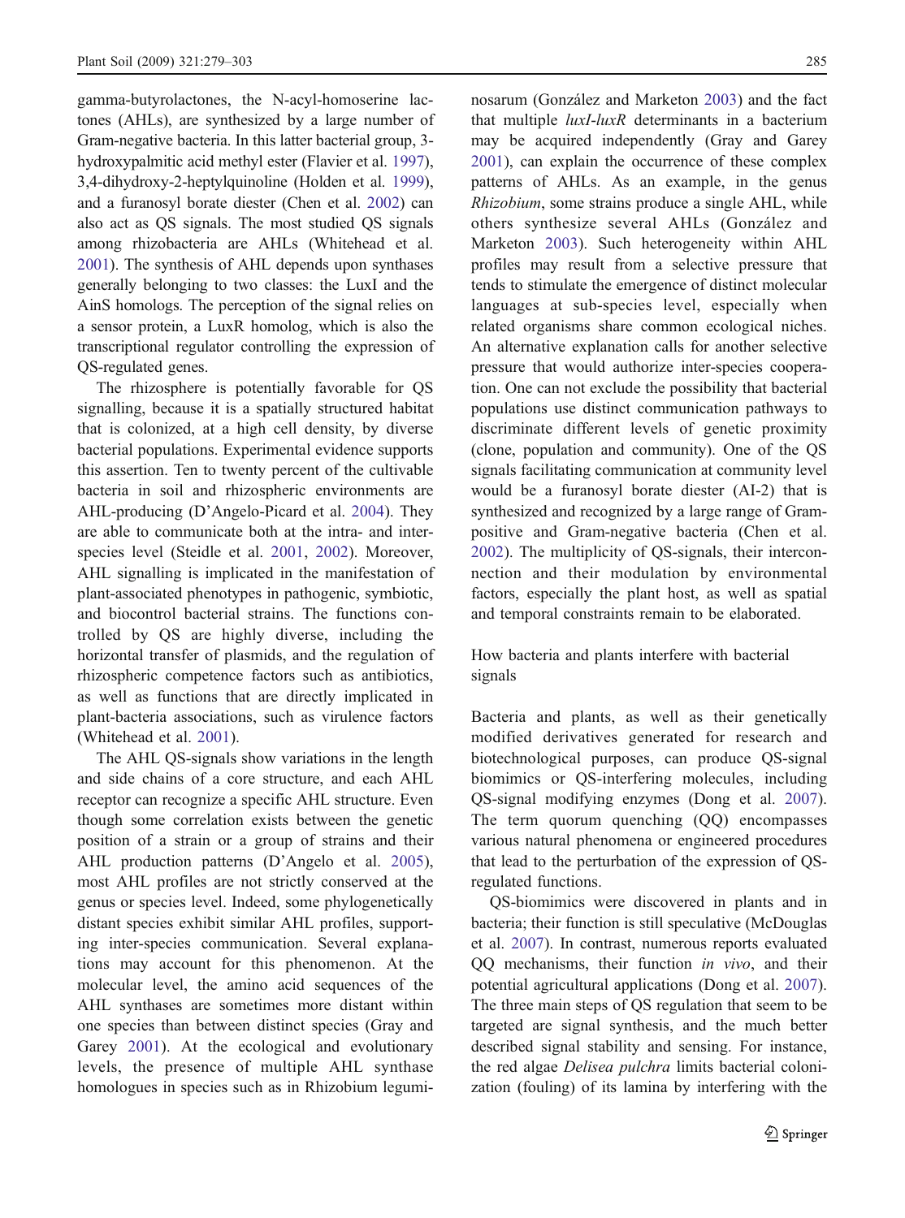gamma-butyrolactones, the N-acyl-homoserine lactones (AHLs), are synthesized by a large number of Gram-negative bacteria. In this latter bacterial group, 3-hydroxypalmitic acid methyl ester (Flavier et al. 1997), 3,4-dihydroxy-2-heptylquinoline (Holden et al. 1999), and a furanosyl borate diester (Chen et al. 2002) can also act as QS signals. The most studied QS signals among rhizobacteria are AHLs (Whitehead et al. 2001). The synthesis of AHL depends upon synthases generally belonging to two classes: the LuxI and the AinS homologs. The perception of the signal relies on a sensor protein, a LuxR homolog, which is also the transcriptional regulator controlling the expression of QS-regulated genes.

The rhizosphere is potentially favorable for QS signalling, because it is a spatially structured habitat that is colonized, at a high cell density, by diverse bacterial populations. Experimental evidence supports this assertion. Ten to twenty percent of the cultivable bacteria in soil and rhizospheric environments are AHL-producing (D'Angelo-Picard et al. 2004). They are able to communicate both at the intra- and inter-species level (Steidle et al. 2001, 2002). Moreover, AHL signalling is implicated in the manifestation of plant-associated phenotypes in pathogenic, symbiotic, and biocontrol bacterial strains. The functions controlled by QS are highly diverse, including the horizontal transfer of plasmids, and the regulation of rhizospheric competence factors such as antibiotics, as well as functions that are directly implicated in plant-bacteria associations, such as virulence factors (Whitehead et al. 2001).

The AHL QS-signals show variations in the length and side chains of a core structure, and each AHL receptor can recognize a specific AHL structure. Even though some correlation exists between the genetic position of a strain or a group of strains and their AHL production patterns (D'Angelo et al. 2005), most AHL profiles are not strictly conserved at the genus or species level. Indeed, some phylogenetically distant species exhibit similar AHL profiles, supporting inter-species communication. Several explanations may account for this phenomenon. At the molecular level, the amino acid sequences of the AHL synthases are sometimes more distant within one species than between distinct species (Gray and Garey 2001). At the ecological and evolutionary levels, the presence of multiple AHL synthase homologues in species such as in Rhizobium leguminosarum (González and Marketon 2003) and the fact that multiple *luxI-luxR* determinants in a bacterium may be acquired independently (Gray and Garey 2001), can explain the occurrence of these complex patterns of AHLs. As an example, in the genus *Rhizobium*, some strains produce a single AHL, while others synthesize several AHLs (González and Marketon 2003). Such heterogeneity within AHL profiles may result from a selective pressure that tends to stimulate the emergence of distinct molecular languages at sub-species level, especially when related organisms share common ecological niches. An alternative explanation calls for another selective pressure that would authorize inter-species cooperation. One can not exclude the possibility that bacterial populations use distinct communication pathways to discriminate different levels of genetic proximity (clone, population and community). One of the QS signals facilitating communication at community level would be a furanosyl borate diester (AI-2) that is synthesized and recognized by a large range of Gram-positive and Gram-negative bacteria (Chen et al. 2002). The multiplicity of QS-signals, their interconnection and their modulation by environmental factors, especially the plant host, as well as spatial and temporal constraints remain to be elaborated.

## How bacteria and plants interfere with bacterial signals

Bacteria and plants, as well as their genetically modified derivatives generated for research and biotechnological purposes, can produce QS-signal biomimics or QS-interfering molecules, including QS-signal modifying enzymes (Dong et al. 2007). The term quorum quenching (QQ) encompasses various natural phenomena or engineered procedures that lead to the perturbation of the expression of QS-regulated functions.

QS-biomimics were discovered in plants and in bacteria; their function is still speculative (McDouglas et al. 2007). In contrast, numerous reports evaluated QQ mechanisms, their function *in vivo*, and their potential agricultural applications (Dong et al. 2007). The three main steps of QS regulation that seem to be targeted are signal synthesis, and the much better described signal stability and sensing. For instance, the red algae *Delisea pulchra* limits bacterial colonization (fouling) of its lamina by interfering with the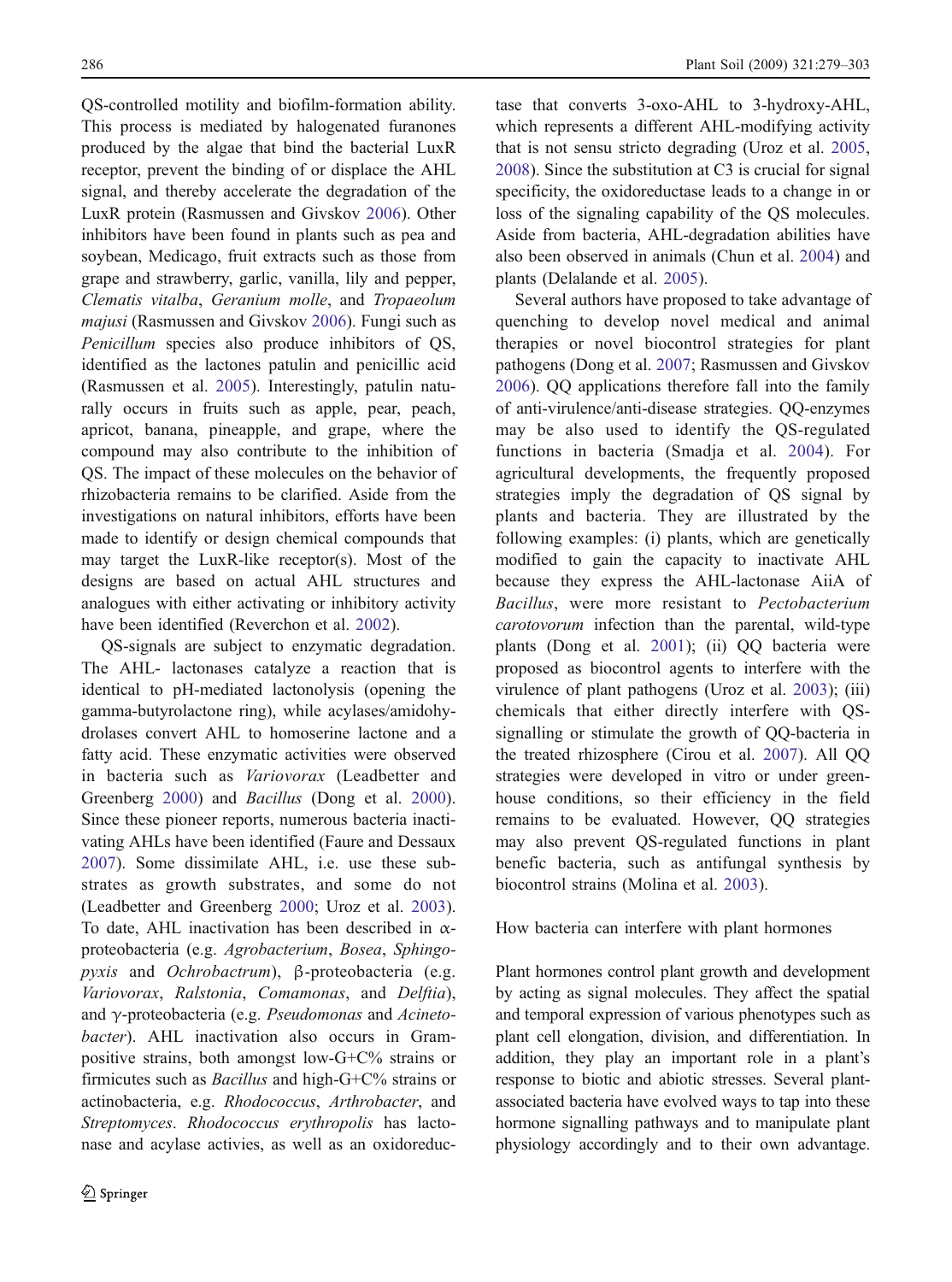QS-controlled motility and biofilm-formation ability. This process is mediated by halogenated furanones produced by the algae that bind the bacterial LuxR receptor, prevent the binding of or displace the AHL signal, and thereby accelerate the degradation of the LuxR protein (Rasmussen and Givskov 2006). Other inhibitors have been found in plants such as pea and soybean, Medicago, fruit extracts such as those from grape and strawberry, garlic, vanilla, lily and pepper, *Clematis vitalba*, *Geranium molle*, and *Tropaeolum majusi* (Rasmussen and Givskov 2006). Fungi such as *Penicillum* species also produce inhibitors of QS, identified as the lactones patulin and penicillic acid (Rasmussen et al. 2005). Interestingly, patulin naturally occurs in fruits such as apple, pear, peach, apricot, banana, pineapple, and grape, where the compound may also contribute to the inhibition of QS. The impact of these molecules on the behavior of rhizobacteria remains to be clarified. Aside from the investigations on natural inhibitors, efforts have been made to identify or design chemical compounds that may target the LuxR-like receptor(s). Most of the designs are based on actual AHL structures and analogues with either activating or inhibitory activity have been identified (Reverchon et al. 2002).

QS-signals are subject to enzymatic degradation. The AHL- lactonases catalyze a reaction that is identical to pH-mediated lactonolysis (opening the gamma-butyrolactone ring), while acylases/amidohydrolases convert AHL to homoserine lactone and a fatty acid. These enzymatic activities were observed in bacteria such as *Variovorax* (Leadbetter and Greenberg 2000) and *Bacillus* (Dong et al. 2000). Since these pioneer reports, numerous bacteria inactivating AHLs have been identified (Faure and Dessaux 2007). Some dissimilate AHL, i.e. use these substrates as growth substrates, and some do not (Leadbetter and Greenberg 2000; Uroz et al. 2003). To date, AHL inactivation has been described in α-proteobacteria (e.g. *Agrobacterium*, *Bosea*, *Sphingopyxis* and *Ochrobactrum*), β-proteobacteria (e.g. *Variovorax*, *Ralstonia*, *Comamonas*, and *Delftia*), and γ-proteobacteria (e.g. *Pseudomonas* and *Acinetobacter*). AHL inactivation also occurs in Gram-positive strains, both amongst low-G+C% strains or firmicutes such as *Bacillus* and high-G+C% strains or actinobacteria, e.g. *Rhodococcus*, *Arthrobacter*, and *Streptomyces*. *Rhodococcus erythropolis* has lactonase and acylase activies, as well as an oxidoreductase that converts 3-oxo-AHL to 3-hydroxy-AHL, which represents a different AHL-modifying activity that is not sensu stricto degrading (Uroz et al. 2005, 2008). Since the substitution at C3 is crucial for signal specificity, the oxidoreductase leads to a change in or loss of the signaling capability of the QS molecules. Aside from bacteria, AHL-degradation abilities have also been observed in animals (Chun et al. 2004) and plants (Delalande et al. 2005).

Several authors have proposed to take advantage of quenching to develop novel medical and animal therapies or novel biocontrol strategies for plant pathogens (Dong et al. 2007; Rasmussen and Givskov 2006). QQ applications therefore fall into the family of anti-virulence/anti-disease strategies. QQ-enzymes may be also used to identify the QS-regulated functions in bacteria (Smadja et al. 2004). For agricultural developments, the frequently proposed strategies imply the degradation of QS signal by plants and bacteria. They are illustrated by the following examples: (i) plants, which are genetically modified to gain the capacity to inactivate AHL because they express the AHL-lactonase AiiA of *Bacillus*, were more resistant to *Pectobacterium carotovorum* infection than the parental, wild-type plants (Dong et al. 2001); (ii) QQ bacteria were proposed as biocontrol agents to interfere with the virulence of plant pathogens (Uroz et al. 2003); (iii) chemicals that either directly interfere with QS-signalling or stimulate the growth of QQ-bacteria in the treated rhizosphere (Cirou et al. 2007). All QQ strategies were developed in vitro or under greenhouse conditions, so their efficiency in the field remains to be evaluated. However, QQ strategies may also prevent QS-regulated functions in plant benefic bacteria, such as antifungal synthesis by biocontrol strains (Molina et al. 2003).

### How bacteria can interfere with plant hormones

Plant hormones control plant growth and development by acting as signal molecules. They affect the spatial and temporal expression of various phenotypes such as plant cell elongation, division, and differentiation. In addition, they play an important role in a plant's response to biotic and abiotic stresses. Several plant-associated bacteria have evolved ways to tap into these hormone signalling pathways and to manipulate plant physiology accordingly and to their own advantage.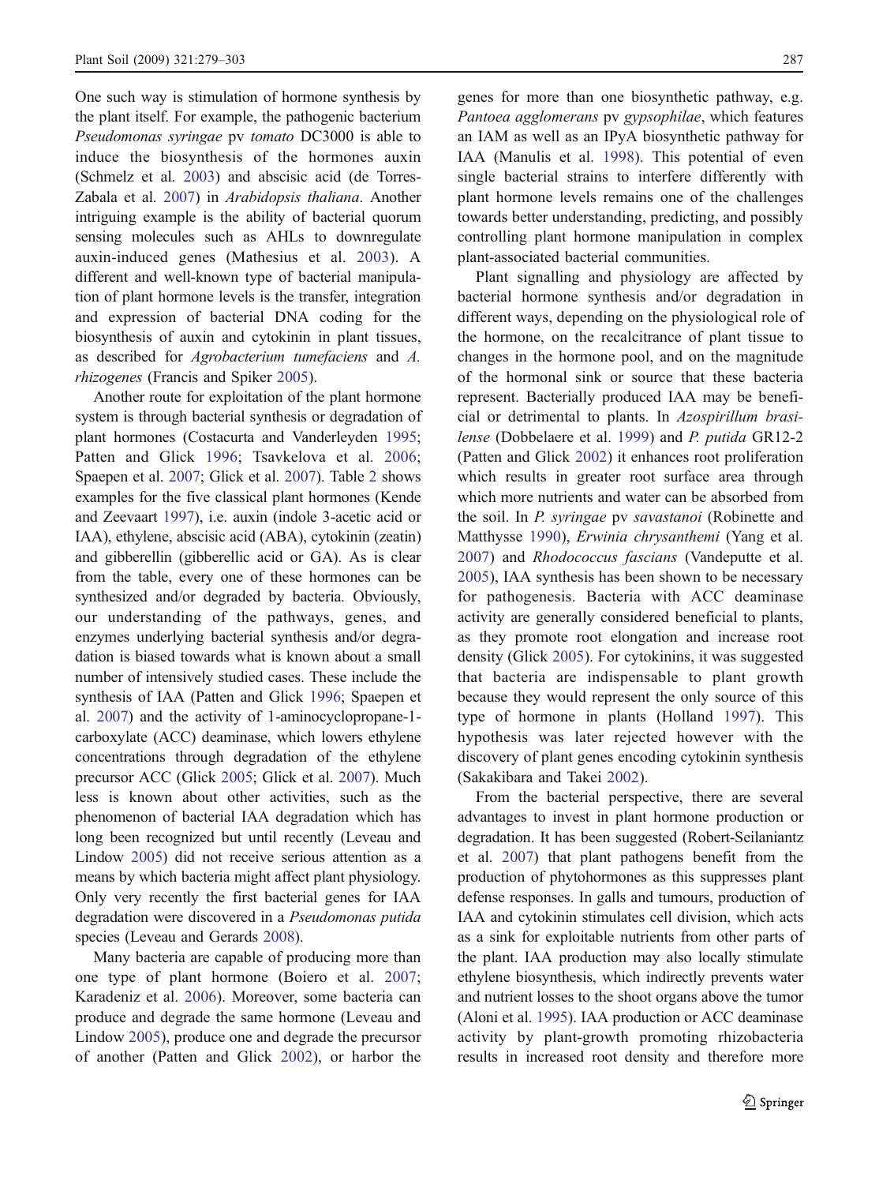One such way is stimulation of hormone synthesis by the plant itself. For example, the pathogenic bacterium *Pseudomonas syringae* pv *tomato* DC3000 is able to induce the biosynthesis of the hormones auxin (Schmelz et al. 2003) and abscisic acid (de Torres-Zabala et al. 2007) in *Arabidopsis thaliana*. Another intriguing example is the ability of bacterial quorum sensing molecules such as AHLs to downregulate auxin-induced genes (Mathesius et al. 2003). A different and well-known type of bacterial manipulation of plant hormone levels is the transfer, integration and expression of bacterial DNA coding for the biosynthesis of auxin and cytokinin in plant tissues, as described for *Agrobacterium tumefaciens* and *A. rhizogenes* (Francis and Spiker 2005).

Another route for exploitation of the plant hormone system is through bacterial synthesis or degradation of plant hormones (Costacurta and Vanderleyden 1995; Patten and Glick 1996; Tsavkelova et al. 2006; Spaepen et al. 2007; Glick et al. 2007). Table 2 shows examples for the five classical plant hormones (Kende and Zeevaart 1997), i.e. auxin (indole 3-acetic acid or IAA), ethylene, abscisic acid (ABA), cytokinin (zeatin) and gibberellin (gibberellic acid or GA). As is clear from the table, every one of these hormones can be synthesized and/or degraded by bacteria. Obviously, our understanding of the pathways, genes, and enzymes underlying bacterial synthesis and/or degradation is biased towards what is known about a small number of intensively studied cases. These include the synthesis of IAA (Patten and Glick 1996; Spaepen et al. 2007) and the activity of 1-aminocyclopropane-1-carboxylate (ACC) deaminase, which lowers ethylene concentrations through degradation of the ethylene precursor ACC (Glick 2005; Glick et al. 2007). Much less is known about other activities, such as the phenomenon of bacterial IAA degradation which has long been recognized but until recently (Leveau and Lindow 2005) did not receive serious attention as a means by which bacteria might affect plant physiology. Only very recently the first bacterial genes for IAA degradation were discovered in a *Pseudomonas putida* species (Leveau and Gerards 2008).

Many bacteria are capable of producing more than one type of plant hormone (Boiero et al. 2007; Karadeniz et al. 2006). Moreover, some bacteria can produce and degrade the same hormone (Leveau and Lindow 2005), produce one and degrade the precursor of another (Patten and Glick 2002), or harbor the genes for more than one biosynthetic pathway, e.g. *Pantoea agglomerans* pv *gypsophilae*, which features an IAM as well as an IPyA biosynthetic pathway for IAA (Manulis et al. 1998). This potential of even single bacterial strains to interfere differently with plant hormone levels remains one of the challenges towards better understanding, predicting, and possibly controlling plant hormone manipulation in complex plant-associated bacterial communities.

Plant signalling and physiology are affected by bacterial hormone synthesis and/or degradation in different ways, depending on the physiological role of the hormone, on the recalcitrance of plant tissue to changes in the hormone pool, and on the magnitude of the hormonal sink or source that these bacteria represent. Bacterially produced IAA may be beneficial or detrimental to plants. In *Azospirillum brasilense* (Dobbelaere et al. 1999) and *P. putida* GR12-2 (Patten and Glick 2002) it enhances root proliferation which results in greater root surface area through which more nutrients and water can be absorbed from the soil. In *P. syringae* pv *savastanoi* (Robinette and Matthysse 1990), *Erwinia chrysanthemi* (Yang et al. 2007) and *Rhodococcus fascians* (Vandeputte et al. 2005), IAA synthesis has been shown to be necessary for pathogenesis. Bacteria with ACC deaminase activity are generally considered beneficial to plants, as they promote root elongation and increase root density (Glick 2005). For cytokinins, it was suggested that bacteria are indispensable to plant growth because they would represent the only source of this type of hormone in plants (Holland 1997). This hypothesis was later rejected however with the discovery of plant genes encoding cytokinin synthesis (Sakakibara and Takei 2002).

From the bacterial perspective, there are several advantages to invest in plant hormone production or degradation. It has been suggested (Robert-Seilaniantz et al. 2007) that plant pathogens benefit from the production of phytohormones as this suppresses plant defense responses. In galls and tumours, production of IAA and cytokinin stimulates cell division, which acts as a sink for exploitable nutrients from other parts of the plant. IAA production may also locally stimulate ethylene biosynthesis, which indirectly prevents water and nutrient losses to the shoot organs above the tumor (Aloni et al. 1995). IAA production or ACC deaminase activity by plant-growth promoting rhizobacteria results in increased root density and therefore more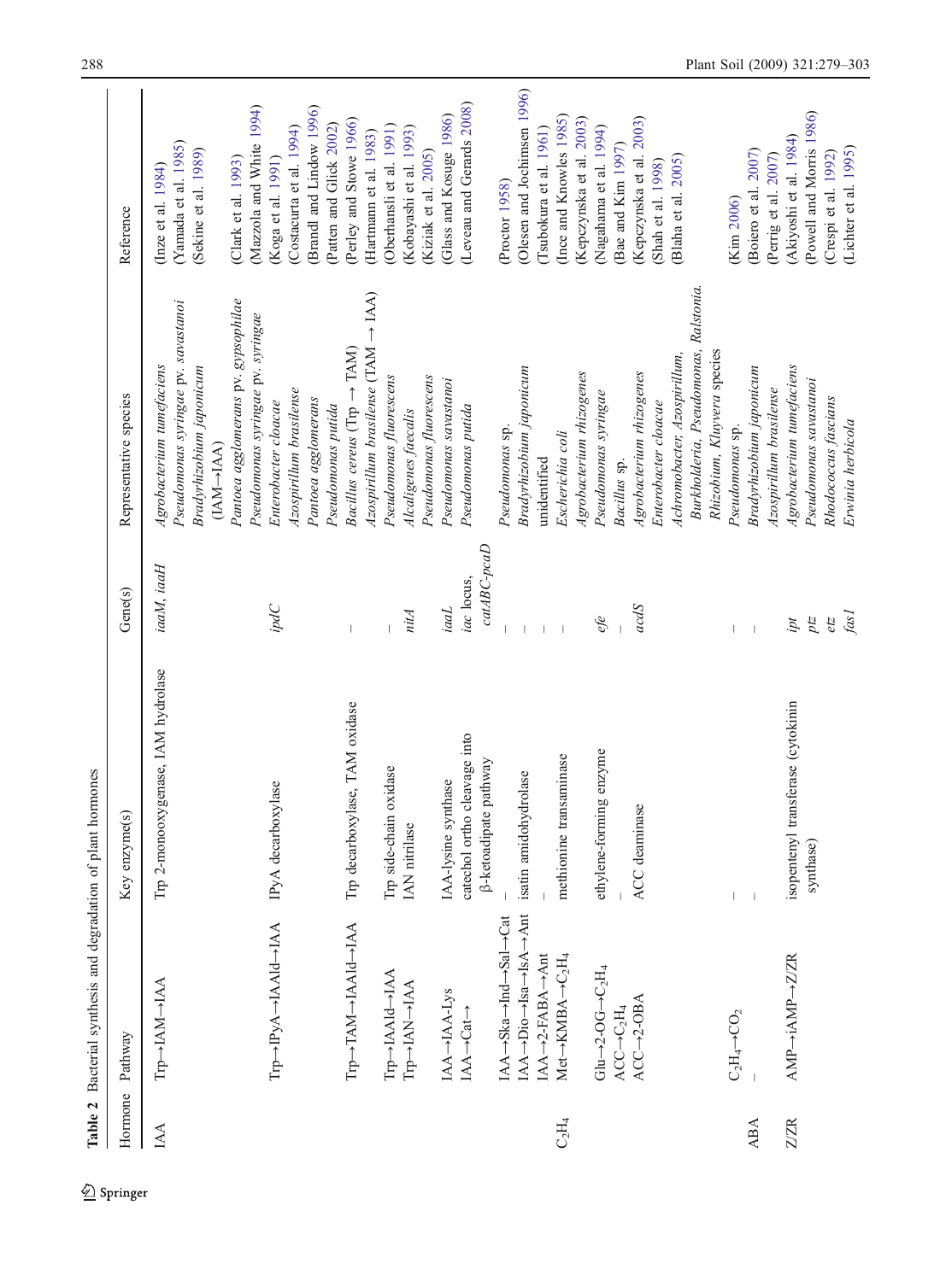**Table 2** Bacterial synthesis and degradation of plant hormones

| Hormone | Pathway | Key enzyme(s) | Gene(s) | Representative species | Reference |
|---|---|---|---|---|---|
| IAA | Trp→IAM→IAA | Trp 2-monooxygenase, IAM hydrolase | *iaaM, iaaH* | *Agrobacterium tumefaciens* | (Inze et al. 1984) |
| | | | | *Pseudomonas syringae* pv. *savastanoi* | (Yamada et al. 1985) |
| | | | | *Bradyrhizobium japonicum* (IAM→IAA) | (Sekine et al. 1989) |
| | | | | *Pantoea agglomerans* pv. *gypsophilae* | (Clark et al. 1993) |
| | | | | *Pseudomonas syringae* pv. *syringae* | (Mazzola and White 1994) |
| | Trp→IPyA→IAAld→IAA | IPyA decarboxylase | *ipdC* | *Enterobacter cloacae* | (Koga et al. 1991) |
| | | | | *Azospirillum brasilense* | (Costacurta et al. 1994) |
| | | | | *Pantoea agglomerans* | (Brandl and Lindow 1996) |
| | | | | *Pseudomonas putida* | (Patten and Glick 2002) |
| | Trp→TAM→IAAld→IAA | Trp decarboxylase, TAM oxidase | – | *Bacillus cereus* (Trp → TAM) | (Perley and Stowe 1966) |
| | | | | *Azospirillum brasilense* (TAM → IAA) | (Hartmann et al. 1983) |
| | Trp→IAAld→IAA | Trp side-chain oxidase | – | *Pseudomonas fluorescens* | (Oberhansli et al. 1991) |
| | Trp→IAN→IAA | IAN nitrilase | *nitA* | *Alcaligenes faecalis* | (Kobayashi et al. 1993) |
| | | | | *Pseudomonas fluorescens* | (Kiziak et al. 2005) |
| | IAA→IAA-Lys | IAA-lysine synthase | *iaaL* | *Pseudomonas savastanoi* | (Glass and Kosuge 1986) |
| | IAA→Cat→ | catechol ortho cleavage into β-ketoadipate pathway | *iac* locus, *catABC-pcaD* | *Pseudomonas putida* | (Leveau and Gerards 2008) |
| | IAA→Ska→Ind→Sal→Cat | – | – | *Pseudomonas* sp. | (Proctor 1958) |
| | IAA→Dio→Isa→IsA→Ant | isatin amidohydrolase | – | *Bradyrhizobium japonicum* | (Olesen and Jochimsen 1996) |
| | IAA→2-FABA→Ant | – | – | unidentified | (Tsubokura et al. 1961) |
| $C_2H_4$ | Met→KMBA→$C_2H_4$ | methionine transaminase | – | *Escherichia coli* | (Ince and Knowles 1985) |
| | | | | *Agrobacterium rhizogenes* | (Kepczynska et al. 2003) |
| | Glu→2-OG→$C_2H_4$ | ethylene-forming enzyme | *efe* | *Pseudomonas syringae* | (Nagahama et al. 1994) |
| | ACC→$C_2H_4$ | – | – | *Bacillus* sp. | (Bae and Kim 1997) |
| | ACC→2-OBA | ACC deaminase | *acdS* | *Agrobacterium rhizogenes* | (Kepczynska et al. 2003) |
| | | | | *Enterobacter cloacae* | (Shah et al. 1998) |
| | | | | *Achromobacter, Azospirillum, Burkholderia, Pseudomonas, Ralstonia. Rhizobium, Kluyvera* species | (Blaha et al. 2005) |
| | $C_2H_4$→$CO_2$ | – | – | *Pseudomonas* sp. | (Kim 2006) |
| ABA | – | – | – | *Bradyrhizobium japonicum* | (Boiero et al. 2007) |
| | | | | *Azospirillum brasilense* | (Perrig et al. 2007) |
| Z/ZR | AMP→iAMP→Z/ZR | isopentenyl transferase (cytokinin synthase) | *ipt* | *Agrobacterium tumefaciens* | (Akiyoshi et al. 1984) |
| | | | *ptz* | *Pseudomonas savastanoi* | (Powell and Morris 1986) |
| | | | *etz* | *Rhodococcus fascians* | (Crespi et al. 1992) |
| | | | *fas1* | *Erwinia herbicola* | (Lichter et al. 1995) |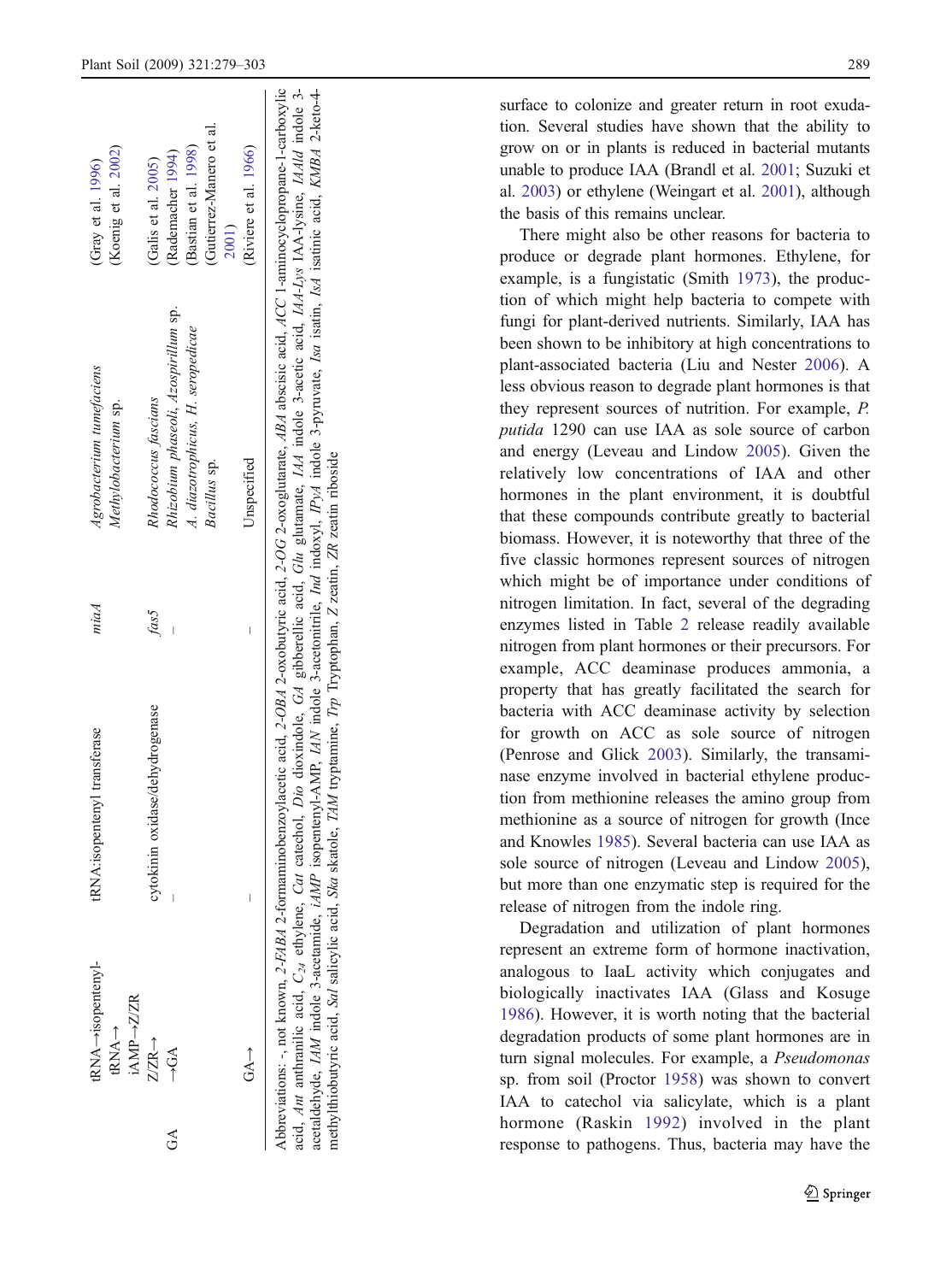| | | | | | |
|---|---|---|---|---|---|
| | tRNA→isopentenyl-tRNA→ iAMP→Z/ZR | tRNA:isopentenyl transferase | *miaA* | *Agrobacterium tumefaciens* | (Gray et al. 1996) |
| | | | | *Methylobacterium* sp. | (Koenig et al. 2002) |
| | Z/ZR→ | cytokinin oxidase/dehydrogenase | *fas5* | *Rhodococcus fascians* | (Galis et al. 2005) |
| GA | →GA | – | – | *Rhizobium phaseoli, Azospirillum* sp. | (Rademacher 1994) |
| | | | | *A. diazotrophicus, H. seropedicae* | (Bastian et al. 1998) |
| | | | | *Bacillus* sp. | (Gutierrez-Manero et al. 2001) |
| | GA→ | – | – | Unspecified | (Riviere et al. 1966) |

Abbreviations: -, not known, *2-FABA* 2-formaminobenzoylacetic acid, *2-OBA* 2-oxobutyric acid, *2-OG* 2-oxoglutarate, *ABA* abscisic acid, *ACC* 1-aminocyclopropane-1-carboxylic acid, *Ant* anthranilic acid, $C_{24}$ ethylene, *Cat* catechol, *Dio* dioxindole, *GA* gibberellic acid, *Glu* glutamate, *IAA* indole 3-acetic acid, *IAA-Lys* IAA-lysine, *IAAld* indole 3-acetaldehyde, *IAM* indole 3-acetamide, *iAMP* isopentenyl-AMP, *IAN* indole 3-acetonitrile, *Ind* indoxyl, *IPyA* indole 3-pyruvate, *Isa* isatin, *IsA* isatinic acid, *KMBA* 2-keto-4-methylthiobutyric acid, *Sal* salicylic acid, *Ska* skatole, *TAM* tryptamine, *Trp* Tryptophan, *Z* zeatin, *ZR* zeatin riboside

surface to colonize and greater return in root exudation. Several studies have shown that the ability to grow on or in plants is reduced in bacterial mutants unable to produce IAA (Brandl et al. 2001; Suzuki et al. 2003) or ethylene (Weingart et al. 2001), although the basis of this remains unclear.

There might also be other reasons for bacteria to produce or degrade plant hormones. Ethylene, for example, is a fungistatic (Smith 1973), the production of which might help bacteria to compete with fungi for plant-derived nutrients. Similarly, IAA has been shown to be inhibitory at high concentrations to plant-associated bacteria (Liu and Nester 2006). A less obvious reason to degrade plant hormones is that they represent sources of nutrition. For example, *P. putida* 1290 can use IAA as sole source of carbon and energy (Leveau and Lindow 2005). Given the relatively low concentrations of IAA and other hormones in the plant environment, it is doubtful that these compounds contribute greatly to bacterial biomass. However, it is noteworthy that three of the five classic hormones represent sources of nitrogen which might be of importance under conditions of nitrogen limitation. In fact, several of the degrading enzymes listed in Table 2 release readily available nitrogen from plant hormones or their precursors. For example, ACC deaminase produces ammonia, a property that has greatly facilitated the search for bacteria with ACC deaminase activity by selection for growth on ACC as sole source of nitrogen (Penrose and Glick 2003). Similarly, the transaminase enzyme involved in bacterial ethylene production from methionine releases the amino group from methionine as a source of nitrogen for growth (Ince and Knowles 1985). Several bacteria can use IAA as sole source of nitrogen (Leveau and Lindow 2005), but more than one enzymatic step is required for the release of nitrogen from the indole ring.

Degradation and utilization of plant hormones represent an extreme form of hormone inactivation, analogous to IaaL activity which conjugates and biologically inactivates IAA (Glass and Kosuge 1986). However, it is worth noting that the bacterial degradation products of some plant hormones are in turn signal molecules. For example, a *Pseudomonas* sp. from soil (Proctor 1958) was shown to convert IAA to catechol via salicylate, which is a plant hormone (Raskin 1992) involved in the plant response to pathogens. Thus, bacteria may have the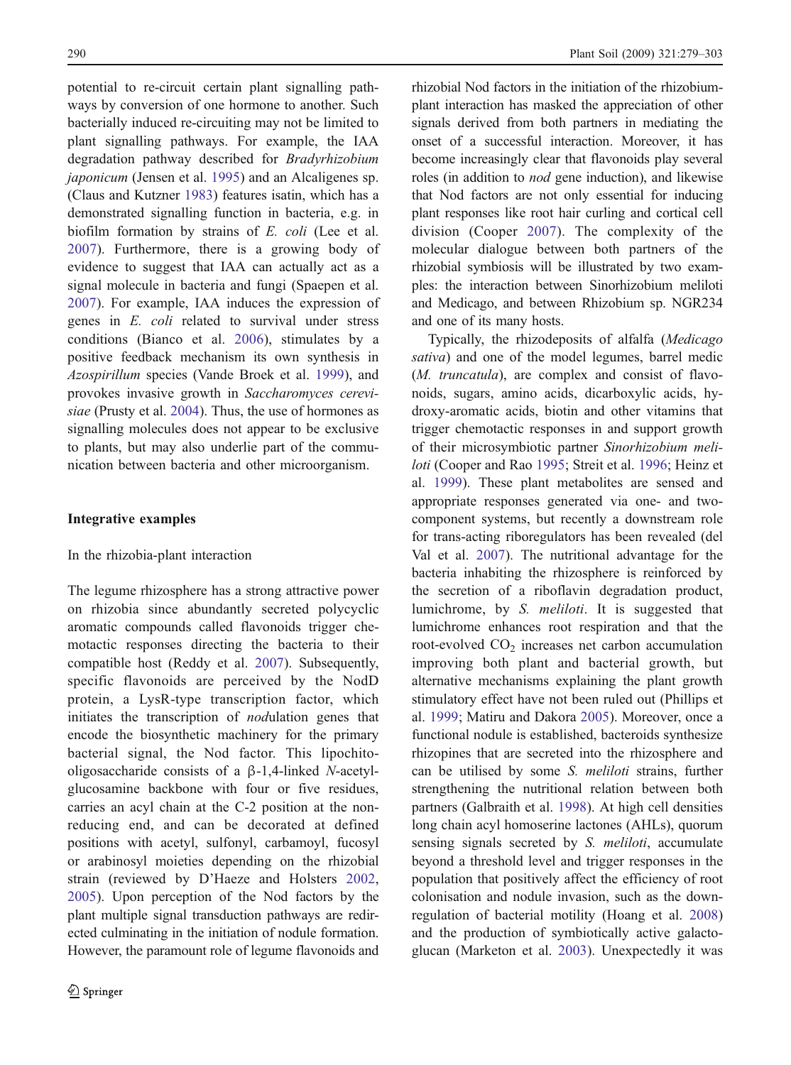potential to re-circuit certain plant signalling pathways by conversion of one hormone to another. Such bacterially induced re-circuiting may not be limited to plant signalling pathways. For example, the IAA degradation pathway described for *Bradyrhizobium japonicum* (Jensen et al. 1995) and an Alcaligenes sp. (Claus and Kutzner 1983) features isatin, which has a demonstrated signalling function in bacteria, e.g. in biofilm formation by strains of *E. coli* (Lee et al. 2007). Furthermore, there is a growing body of evidence to suggest that IAA can actually act as a signal molecule in bacteria and fungi (Spaepen et al. 2007). For example, IAA induces the expression of genes in *E. coli* related to survival under stress conditions (Bianco et al. 2006), stimulates by a positive feedback mechanism its own synthesis in *Azospirillum* species (Vande Broek et al. 1999), and provokes invasive growth in *Saccharomyces cerevisiae* (Prusty et al. 2004). Thus, the use of hormones as signalling molecules does not appear to be exclusive to plants, but may also underlie part of the communication between bacteria and other microorganism.

## Integrative examples

### In the rhizobia-plant interaction

The legume rhizosphere has a strong attractive power on rhizobia since abundantly secreted polycyclic aromatic compounds called flavonoids trigger chemotactic responses directing the bacteria to their compatible host (Reddy et al. 2007). Subsequently, specific flavonoids are perceived by the NodD protein, a LysR-type transcription factor, which initiates the transcription of *nod*ulation genes that encode the biosynthetic machinery for the primary bacterial signal, the Nod factor. This lipochitooligosaccharide consists of a β-1,4-linked *N*-acetylglucosamine backbone with four or five residues, carries an acyl chain at the C-2 position at the non-reducing end, and can be decorated at defined positions with acetyl, sulfonyl, carbamoyl, fucosyl or arabinosyl moieties depending on the rhizobial strain (reviewed by D'Haeze and Holsters 2002, 2005). Upon perception of the Nod factors by the plant multiple signal transduction pathways are redirected culminating in the initiation of nodule formation. However, the paramount role of legume flavonoids and rhizobial Nod factors in the initiation of the rhizobium-plant interaction has masked the appreciation of other signals derived from both partners in mediating the onset of a successful interaction. Moreover, it has become increasingly clear that flavonoids play several roles (in addition to *nod* gene induction), and likewise that Nod factors are not only essential for inducing plant responses like root hair curling and cortical cell division (Cooper 2007). The complexity of the molecular dialogue between both partners of the rhizobial symbiosis will be illustrated by two examples: the interaction between Sinorhizobium meliloti and Medicago, and between Rhizobium sp. NGR234 and one of its many hosts.

Typically, the rhizodeposits of alfalfa (*Medicago sativa*) and one of the model legumes, barrel medic (*M. truncatula*), are complex and consist of flavonoids, sugars, amino acids, dicarboxylic acids, hydroxy-aromatic acids, biotin and other vitamins that trigger chemotactic responses in and support growth of their microsymbiotic partner *Sinorhizobium meliloti* (Cooper and Rao 1995; Streit et al. 1996; Heinz et al. 1999). These plant metabolites are sensed and appropriate responses generated via one- and two-component systems, but recently a downstream role for trans-acting riboregulators has been revealed (del Val et al. 2007). The nutritional advantage for the bacteria inhabiting the rhizosphere is reinforced by the secretion of a riboflavin degradation product, lumichrome, by *S. meliloti*. It is suggested that lumichrome enhances root respiration and that the root-evolved $CO_2$ increases net carbon accumulation improving both plant and bacterial growth, but alternative mechanisms explaining the plant growth stimulatory effect have not been ruled out (Phillips et al. 1999; Matiru and Dakora 2005). Moreover, once a functional nodule is established, bacteroids synthesize rhizopines that are secreted into the rhizosphere and can be utilised by some *S. meliloti* strains, further strengthening the nutritional relation between both partners (Galbraith et al. 1998). At high cell densities long chain acyl homoserine lactones (AHLs), quorum sensing signals secreted by *S. meliloti*, accumulate beyond a threshold level and trigger responses in the population that positively affect the efficiency of root colonisation and nodule invasion, such as the down-regulation of bacterial motility (Hoang et al. 2008) and the production of symbiotically active galactoglucan (Marketon et al. 2003). Unexpectedly it was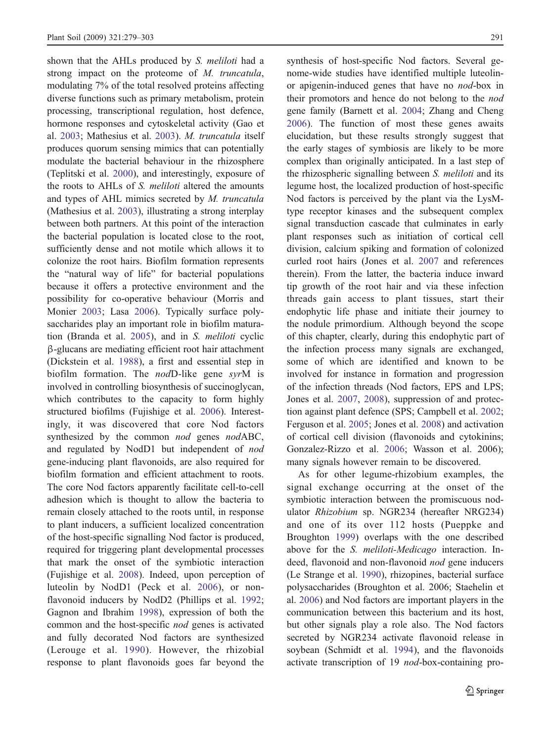shown that the AHLs produced by *S. meliloti* had a strong impact on the proteome of *M. truncatula*, modulating 7% of the total resolved proteins affecting diverse functions such as primary metabolism, protein processing, transcriptional regulation, host defence, hormone responses and cytoskeletal activity (Gao et al. 2003; Mathesius et al. 2003). *M. truncatula* itself produces quorum sensing mimics that can potentially modulate the bacterial behaviour in the rhizosphere (Teplitski et al. 2000), and interestingly, exposure of the roots to AHLs of *S. meliloti* altered the amounts and types of AHL mimics secreted by *M. truncatula* (Mathesius et al. 2003), illustrating a strong interplay between both partners. At this point of the interaction the bacterial population is located close to the root, sufficiently dense and not motile which allows it to colonize the root hairs. Biofilm formation represents the "natural way of life" for bacterial populations because it offers a protective environment and the possibility for co-operative behaviour (Morris and Monier 2003; Lasa 2006). Typically surface polysaccharides play an important role in biofilm maturation (Branda et al. 2005), and in *S. meliloti* cyclic β-glucans are mediating efficient root hair attachment (Dickstein et al. 1988), a first and essential step in biofilm formation. The *nod*D-like gene *syr*M is involved in controlling biosynthesis of succinoglycan, which contributes to the capacity to form highly structured biofilms (Fujishige et al. 2006). Interestingly, it was discovered that core Nod factors synthesized by the common *nod* genes *nod*ABC, and regulated by NodD1 but independent of *nod* gene-inducing plant flavonoids, are also required for biofilm formation and efficient attachment to roots. The core Nod factors apparently facilitate cell-to-cell adhesion which is thought to allow the bacteria to remain closely attached to the roots until, in response to plant inducers, a sufficient localized concentration of the host-specific signalling Nod factor is produced, required for triggering plant developmental processes that mark the onset of the symbiotic interaction (Fujishige et al. 2008). Indeed, upon perception of luteolin by NodD1 (Peck et al. 2006), or non-flavonoid inducers by NodD2 (Phillips et al. 1992; Gagnon and Ibrahim 1998), expression of both the common and the host-specific *nod* genes is activated and fully decorated Nod factors are synthesized (Lerouge et al. 1990). However, the rhizobial response to plant flavonoids goes far beyond the synthesis of host-specific Nod factors. Several genome-wide studies have identified multiple luteolin- or apigenin-induced genes that have no *nod*-box in their promotors and hence do not belong to the *nod* gene family (Barnett et al. 2004; Zhang and Cheng 2006). The function of most these genes awaits elucidation, but these results strongly suggest that the early stages of symbiosis are likely to be more complex than originally anticipated. In a last step of the rhizospheric signalling between *S. meliloti* and its legume host, the localized production of host-specific Nod factors is perceived by the plant via the LysM-type receptor kinases and the subsequent complex signal transduction cascade that culminates in early plant responses such as initiation of cortical cell division, calcium spiking and formation of colonized curled root hairs (Jones et al. 2007 and references therein). From the latter, the bacteria induce inward tip growth of the root hair and via these infection threads gain access to plant tissues, start their endophytic life phase and initiate their journey to the nodule primordium. Although beyond the scope of this chapter, clearly, during this endophytic part of the infection process many signals are exchanged, some of which are identified and known to be involved for instance in formation and progression of the infection threads (Nod factors, EPS and LPS; Jones et al. 2007, 2008), suppression of and protection against plant defence (SPS; Campbell et al. 2002; Ferguson et al. 2005; Jones et al. 2008) and activation of cortical cell division (flavonoids and cytokinins; Gonzalez-Rizzo et al. 2006; Wasson et al. 2006); many signals however remain to be discovered.

As for other legume-rhizobium examples, the signal exchange occurring at the onset of the symbiotic interaction between the promiscuous nodulator *Rhizobium* sp. NGR234 (hereafter NRG234) and one of its over 112 hosts (Pueppke and Broughton 1999) overlaps with the one described above for the *S. meliloti-Medicago* interaction. Indeed, flavonoid and non-flavonoid *nod* gene inducers (Le Strange et al. 1990), rhizopines, bacterial surface polysaccharides (Broughton et al. 2006; Staehelin et al. 2006) and Nod factors are important players in the communication between this bacterium and its host, but other signals play a role also. The Nod factors secreted by NGR234 activate flavonoid release in soybean (Schmidt et al. 1994), and the flavonoids activate transcription of 19 *nod*-box-containing pro-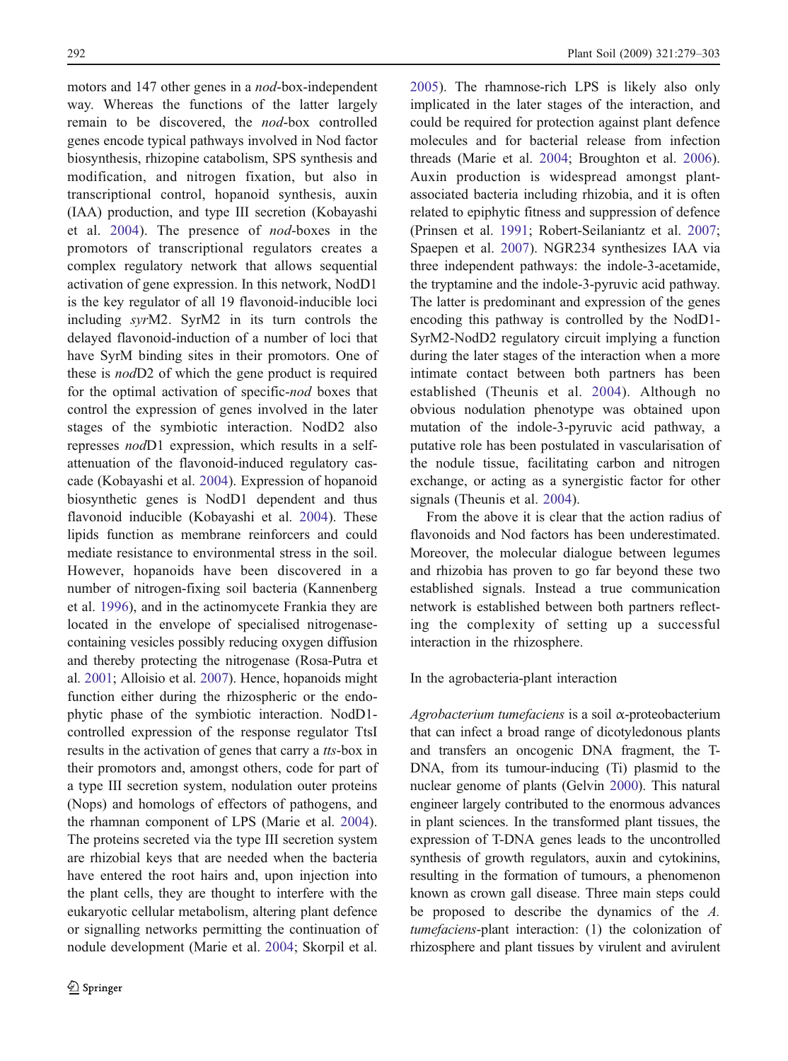motors and 147 other genes in a *nod*-box-independent way. Whereas the functions of the latter largely remain to be discovered, the *nod*-box controlled genes encode typical pathways involved in Nod factor biosynthesis, rhizopine catabolism, SPS synthesis and modification, and nitrogen fixation, but also in transcriptional control, hopanoid synthesis, auxin (IAA) production, and type III secretion (Kobayashi et al. 2004). The presence of *nod*-boxes in the promotors of transcriptional regulators creates a complex regulatory network that allows sequential activation of gene expression. In this network, NodD1 is the key regulator of all 19 flavonoid-inducible loci including *syr*M2. SyrM2 in its turn controls the delayed flavonoid-induction of a number of loci that have SyrM binding sites in their promotors. One of these is *nod*D2 of which the gene product is required for the optimal activation of specific-*nod* boxes that control the expression of genes involved in the later stages of the symbiotic interaction. NodD2 also represses *nod*D1 expression, which results in a self-attenuation of the flavonoid-induced regulatory cascade (Kobayashi et al. 2004). Expression of hopanoid biosynthetic genes is NodD1 dependent and thus flavonoid inducible (Kobayashi et al. 2004). These lipids function as membrane reinforcers and could mediate resistance to environmental stress in the soil. However, hopanoids have been discovered in a number of nitrogen-fixing soil bacteria (Kannenberg et al. 1996), and in the actinomycete Frankia they are located in the envelope of specialised nitrogenase-containing vesicles possibly reducing oxygen diffusion and thereby protecting the nitrogenase (Rosa-Putra et al. 2001; Alloisio et al. 2007). Hence, hopanoids might function either during the rhizospheric or the endophytic phase of the symbiotic interaction. NodD1-controlled expression of the response regulator TtsI results in the activation of genes that carry a *tts*-box in their promotors and, amongst others, code for part of a type III secretion system, nodulation outer proteins (Nops) and homologs of effectors of pathogens, and the rhamnan component of LPS (Marie et al. 2004). The proteins secreted via the type III secretion system are rhizobial keys that are needed when the bacteria have entered the root hairs and, upon injection into the plant cells, they are thought to interfere with the eukaryotic cellular metabolism, altering plant defence or signalling networks permitting the continuation of nodule development (Marie et al. 2004; Skorpil et al. 2005). The rhamnose-rich LPS is likely also only implicated in the later stages of the interaction, and could be required for protection against plant defence molecules and for bacterial release from infection threads (Marie et al. 2004; Broughton et al. 2006). Auxin production is widespread amongst plant-associated bacteria including rhizobia, and it is often related to epiphytic fitness and suppression of defence (Prinsen et al. 1991; Robert-Seilaniantz et al. 2007; Spaepen et al. 2007). NGR234 synthesizes IAA via three independent pathways: the indole-3-acetamide, the tryptamine and the indole-3-pyruvic acid pathway. The latter is predominant and expression of the genes encoding this pathway is controlled by the NodD1-SyrM2-NodD2 regulatory circuit implying a function during the later stages of the interaction when a more intimate contact between both partners has been established (Theunis et al. 2004). Although no obvious nodulation phenotype was obtained upon mutation of the indole-3-pyruvic acid pathway, a putative role has been postulated in vascularisation of the nodule tissue, facilitating carbon and nitrogen exchange, or acting as a synergistic factor for other signals (Theunis et al. 2004).

From the above it is clear that the action radius of flavonoids and Nod factors has been underestimated. Moreover, the molecular dialogue between legumes and rhizobia has proven to go far beyond these two established signals. Instead a true communication network is established between both partners reflecting the complexity of setting up a successful interaction in the rhizosphere.

### In the agrobacteria-plant interaction

*Agrobacterium tumefaciens* is a soil α-proteobacterium that can infect a broad range of dicotyledonous plants and transfers an oncogenic DNA fragment, the T-DNA, from its tumour-inducing (Ti) plasmid to the nuclear genome of plants (Gelvin 2000). This natural engineer largely contributed to the enormous advances in plant sciences. In the transformed plant tissues, the expression of T-DNA genes leads to the uncontrolled synthesis of growth regulators, auxin and cytokinins, resulting in the formation of tumours, a phenomenon known as crown gall disease. Three main steps could be proposed to describe the dynamics of the *A. tumefaciens*-plant interaction: (1) the colonization of rhizosphere and plant tissues by virulent and avirulent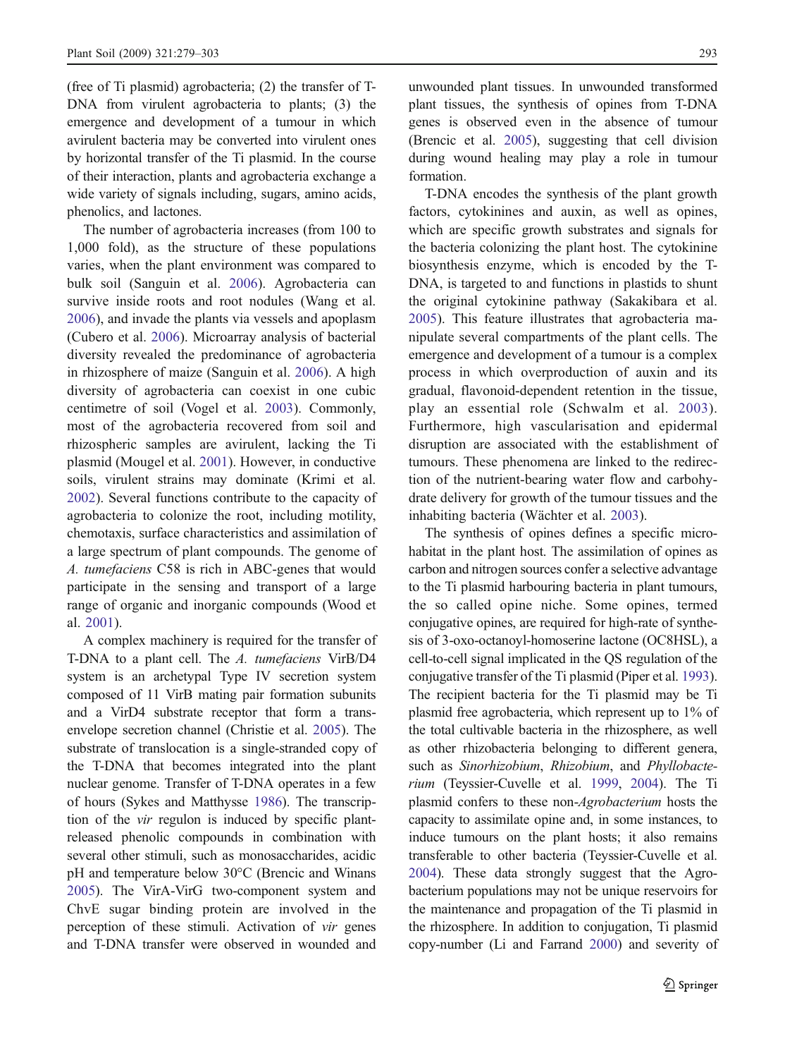(free of Ti plasmid) agrobacteria; (2) the transfer of T-DNA from virulent agrobacteria to plants; (3) the emergence and development of a tumour in which avirulent bacteria may be converted into virulent ones by horizontal transfer of the Ti plasmid. In the course of their interaction, plants and agrobacteria exchange a wide variety of signals including, sugars, amino acids, phenolics, and lactones.

The number of agrobacteria increases (from 100 to 1,000 fold), as the structure of these populations varies, when the plant environment was compared to bulk soil (Sanguin et al. 2006). Agrobacteria can survive inside roots and root nodules (Wang et al. 2006), and invade the plants via vessels and apoplasm (Cubero et al. 2006). Microarray analysis of bacterial diversity revealed the predominance of agrobacteria in rhizosphere of maize (Sanguin et al. 2006). A high diversity of agrobacteria can coexist in one cubic centimetre of soil (Vogel et al. 2003). Commonly, most of the agrobacteria recovered from soil and rhizospheric samples are avirulent, lacking the Ti plasmid (Mougel et al. 2001). However, in conductive soils, virulent strains may dominate (Krimi et al. 2002). Several functions contribute to the capacity of agrobacteria to colonize the root, including motility, chemotaxis, surface characteristics and assimilation of a large spectrum of plant compounds. The genome of *A. tumefaciens* C58 is rich in ABC-genes that would participate in the sensing and transport of a large range of organic and inorganic compounds (Wood et al. 2001).

A complex machinery is required for the transfer of T-DNA to a plant cell. The *A. tumefaciens* VirB/D4 system is an archetypal Type IV secretion system composed of 11 VirB mating pair formation subunits and a VirD4 substrate receptor that form a trans-envelope secretion channel (Christie et al. 2005). The substrate of translocation is a single-stranded copy of the T-DNA that becomes integrated into the plant nuclear genome. Transfer of T-DNA operates in a few of hours (Sykes and Matthysse 1986). The transcription of the *vir* regulon is induced by specific plant-released phenolic compounds in combination with several other stimuli, such as monosaccharides, acidic pH and temperature below 30°C (Brencic and Winans 2005). The VirA-VirG two-component system and ChvE sugar binding protein are involved in the perception of these stimuli. Activation of *vir* genes and T-DNA transfer were observed in wounded and unwounded plant tissues. In unwounded transformed plant tissues, the synthesis of opines from T-DNA genes is observed even in the absence of tumour (Brencic et al. 2005), suggesting that cell division during wound healing may play a role in tumour formation.

T-DNA encodes the synthesis of the plant growth factors, cytokinines and auxin, as well as opines, which are specific growth substrates and signals for the bacteria colonizing the plant host. The cytokinine biosynthesis enzyme, which is encoded by the T-DNA, is targeted to and functions in plastids to shunt the original cytokinine pathway (Sakakibara et al. 2005). This feature illustrates that agrobacteria manipulate several compartments of the plant cells. The emergence and development of a tumour is a complex process in which overproduction of auxin and its gradual, flavonoid-dependent retention in the tissue, play an essential role (Schwalm et al. 2003). Furthermore, high vascularisation and epidermal disruption are associated with the establishment of tumours. These phenomena are linked to the redirection of the nutrient-bearing water flow and carbohydrate delivery for growth of the tumour tissues and the inhabiting bacteria (Wächter et al. 2003).

The synthesis of opines defines a specific microhabitat in the plant host. The assimilation of opines as carbon and nitrogen sources confer a selective advantage to the Ti plasmid harbouring bacteria in plant tumours, the so called opine niche. Some opines, termed conjugative opines, are required for high-rate of synthesis of 3-oxo-octanoyl-homoserine lactone (OC8HSL), a cell-to-cell signal implicated in the QS regulation of the conjugative transfer of the Ti plasmid (Piper et al. 1993). The recipient bacteria for the Ti plasmid may be Ti plasmid free agrobacteria, which represent up to 1% of the total cultivable bacteria in the rhizosphere, as well as other rhizobacteria belonging to different genera, such as *Sinorhizobium*, *Rhizobium*, and *Phyllobacterium* (Teyssier-Cuvelle et al. 1999, 2004). The Ti plasmid confers to these non-*Agrobacterium* hosts the capacity to assimilate opine and, in some instances, to induce tumours on the plant hosts; it also remains transferable to other bacteria (Teyssier-Cuvelle et al. 2004). These data strongly suggest that the Agrobacterium populations may not be unique reservoirs for the maintenance and propagation of the Ti plasmid in the rhizosphere. In addition to conjugation, Ti plasmid copy-number (Li and Farrand 2000) and severity of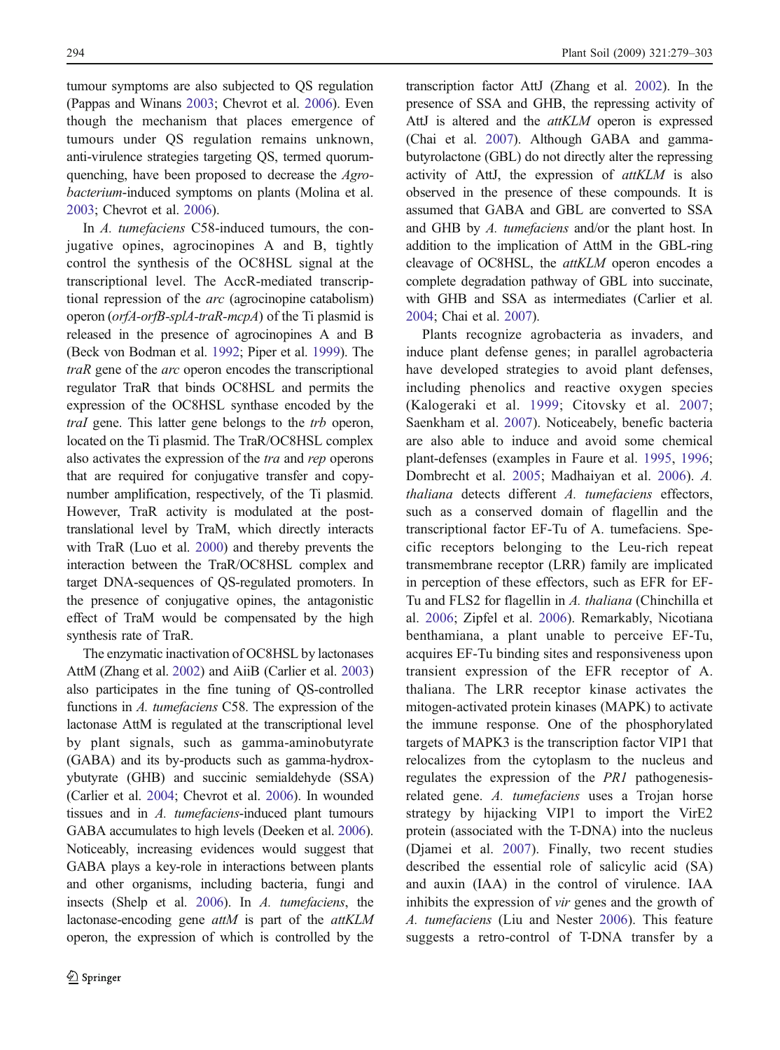tumour symptoms are also subjected to QS regulation (Pappas and Winans 2003; Chevrot et al. 2006). Even though the mechanism that places emergence of tumours under QS regulation remains unknown, anti-virulence strategies targeting QS, termed quorum-quenching, have been proposed to decrease the *Agrobacterium*-induced symptoms on plants (Molina et al. 2003; Chevrot et al. 2006).

In *A. tumefaciens* C58-induced tumours, the conjugative opines, agrocinopines A and B, tightly control the synthesis of the OC8HSL signal at the transcriptional level. The AccR-mediated transcriptional repression of the *arc* (agrocinopine catabolism) operon (*orfA-orfB-splA-traR-mcpA*) of the Ti plasmid is released in the presence of agrocinopines A and B (Beck von Bodman et al. 1992; Piper et al. 1999). The *traR* gene of the *arc* operon encodes the transcriptional regulator TraR that binds OC8HSL and permits the expression of the OC8HSL synthase encoded by the *traI* gene. This latter gene belongs to the *trb* operon, located on the Ti plasmid. The TraR/OC8HSL complex also activates the expression of the *tra* and *rep* operons that are required for conjugative transfer and copy-number amplification, respectively, of the Ti plasmid. However, TraR activity is modulated at the post-translational level by TraM, which directly interacts with TraR (Luo et al. 2000) and thereby prevents the interaction between the TraR/OC8HSL complex and target DNA-sequences of QS-regulated promoters. In the presence of conjugative opines, the antagonistic effect of TraM would be compensated by the high synthesis rate of TraR.

The enzymatic inactivation of OC8HSL by lactonases AttM (Zhang et al. 2002) and AiiB (Carlier et al. 2003) also participates in the fine tuning of QS-controlled functions in *A. tumefaciens* C58. The expression of the lactonase AttM is regulated at the transcriptional level by plant signals, such as gamma-aminobutyrate (GABA) and its by-products such as gamma-hydroxybutyrate (GHB) and succinic semialdehyde (SSA) (Carlier et al. 2004; Chevrot et al. 2006). In wounded tissues and in *A. tumefaciens*-induced plant tumours GABA accumulates to high levels (Deeken et al. 2006). Noticeably, increasing evidences would suggest that GABA plays a key-role in interactions between plants and other organisms, including bacteria, fungi and insects (Shelp et al. 2006). In *A. tumefaciens*, the lactonase-encoding gene *attM* is part of the *attKLM* operon, the expression of which is controlled by the transcription factor AttJ (Zhang et al. 2002). In the presence of SSA and GHB, the repressing activity of AttJ is altered and the *attKLM* operon is expressed (Chai et al. 2007). Although GABA and gamma-butyrolactone (GBL) do not directly alter the repressing activity of AttJ, the expression of *attKLM* is also observed in the presence of these compounds. It is assumed that GABA and GBL are converted to SSA and GHB by *A. tumefaciens* and/or the plant host. In addition to the implication of AttM in the GBL-ring cleavage of OC8HSL, the *attKLM* operon encodes a complete degradation pathway of GBL into succinate, with GHB and SSA as intermediates (Carlier et al. 2004; Chai et al. 2007).

Plants recognize agrobacteria as invaders, and induce plant defense genes; in parallel agrobacteria have developed strategies to avoid plant defenses, including phenolics and reactive oxygen species (Kalogeraki et al. 1999; Citovsky et al. 2007; Saenkham et al. 2007). Noticeably, benefic bacteria are also able to induce and avoid some chemical plant-defenses (examples in Faure et al. 1995, 1996; Dombrecht et al. 2005; Madhaiyan et al. 2006). *A. thaliana* detects different *A. tumefaciens* effectors, such as a conserved domain of flagellin and the transcriptional factor EF-Tu of A. tumefaciens. Specific receptors belonging to the Leu-rich repeat transmembrane receptor (LRR) family are implicated in perception of these effectors, such as EFR for EF-Tu and FLS2 for flagellin in *A. thaliana* (Chinchilla et al. 2006; Zipfel et al. 2006). Remarkably, Nicotiana benthamiana, a plant unable to perceive EF-Tu, acquires EF-Tu binding sites and responsiveness upon transient expression of the EFR receptor of A. thaliana. The LRR receptor kinase activates the mitogen-activated protein kinases (MAPK) to activate the immune response. One of the phosphorylated targets of MAPK3 is the transcription factor VIP1 that relocalizes from the cytoplasm to the nucleus and regulates the expression of the *PR1* pathogenesis-related gene. *A. tumefaciens* uses a Trojan horse strategy by hijacking VIP1 to import the VirE2 protein (associated with the T-DNA) into the nucleus (Djamei et al. 2007). Finally, two recent studies described the essential role of salicylic acid (SA) and auxin (IAA) in the control of virulence. IAA inhibits the expression of *vir* genes and the growth of *A. tumefaciens* (Liu and Nester 2006). This feature suggests a retro-control of T-DNA transfer by a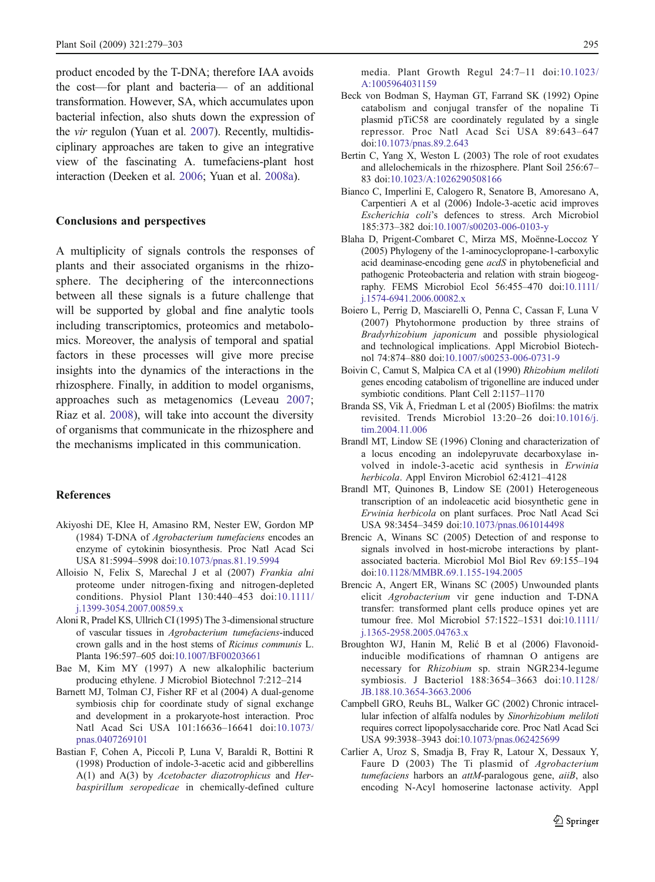product encoded by the T-DNA; therefore IAA avoids the cost—for plant and bacteria— of an additional transformation. However, SA, which accumulates upon bacterial infection, also shuts down the expression of the *vir* regulon (Yuan et al. 2007). Recently, multidisciplinary approaches are taken to give an integrative view of the fascinating A. tumefaciens-plant host interaction (Deeken et al. 2006; Yuan et al. 2008a).

## Conclusions and perspectives

A multiplicity of signals controls the responses of plants and their associated organisms in the rhizosphere. The deciphering of the interconnections between all these signals is a future challenge that will be supported by global and fine analytic tools including transcriptomics, proteomics and metabolomics. Moreover, the analysis of temporal and spatial factors in these processes will give more precise insights into the dynamics of the interactions in the rhizosphere. Finally, in addition to model organisms, approaches such as metagenomics (Leveau 2007; Riaz et al. 2008), will take into account the diversity of organisms that communicate in the rhizosphere and the mechanisms implicated in this communication.

## References

Akiyoshi DE, Klee H, Amasino RM, Nester EW, Gordon MP (1984) T-DNA of *Agrobacterium tumefaciens* encodes an enzyme of cytokinin biosynthesis. Proc Natl Acad Sci USA 81:5994–5998 doi:10.1073/pnas.81.19.5994

Alloisio N, Felix S, Marechal J et al (2007) *Frankia alni* proteome under nitrogen-fixing and nitrogen-depleted conditions. Physiol Plant 130:440–453 doi:10.1111/j.1399-3054.2007.00859.x

Aloni R, Pradel KS, Ullrich CI (1995) The 3-dimensional structure of vascular tissues in *Agrobacterium tumefaciens*-induced crown galls and in the host stems of *Ricinus communis* L. Planta 196:597–605 doi:10.1007/BF00203661

Bae M, Kim MY (1997) A new alkalophilic bacterium producing ethylene. J Microbiol Biotechnol 7:212–214

Barnett MJ, Tolman CJ, Fisher RF et al (2004) A dual-genome symbiosis chip for coordinate study of signal exchange and development in a prokaryote-host interaction. Proc Natl Acad Sci USA 101:16636–16641 doi:10.1073/pnas.0407269101

Bastian F, Cohen A, Piccoli P, Luna V, Baraldi R, Bottini R (1998) Production of indole-3-acetic acid and gibberellins A(1) and A(3) by *Acetobacter diazotrophicus* and *Herbaspirillum seropedicae* in chemically-defined culture media. Plant Growth Regul 24:7–11 doi:10.1023/A:1005964031159

Beck von Bodman S, Hayman GT, Farrand SK (1992) Opine catabolism and conjugal transfer of the nopaline Ti plasmid pTiC58 are coordinately regulated by a single repressor. Proc Natl Acad Sci USA 89:643–647 doi:10.1073/pnas.89.2.643

Bertin C, Yang X, Weston L (2003) The role of root exudates and allelochemicals in the rhizosphere. Plant Soil 256:67–83 doi:10.1023/A:1026290508166

Bianco C, Imperlini E, Calogero R, Senatore B, Amoresano A, Carpentieri A et al (2006) Indole-3-acetic acid improves *Escherichia coli*'s defences to stress. Arch Microbiol 185:373–382 doi:10.1007/s00203-006-0103-y

Blaha D, Prigent-Combaret C, Mirza MS, Moënne-Loccoz Y (2005) Phylogeny of the 1-aminocyclopropane-1-carboxylic acid deaminase-encoding gene *acdS* in phytobeneficial and pathogenic Proteobacteria and relation with strain biogeography. FEMS Microbiol Ecol 56:455–470 doi:10.1111/j.1574-6941.2006.00082.x

Boiero L, Perrig D, Masciarelli O, Penna C, Cassan F, Luna V (2007) Phytohormone production by three strains of *Bradyrhizobium japonicum* and possible physiological and technological implications. Appl Microbiol Biotechnol 74:874–880 doi:10.1007/s00253-006-0731-9

Boivin C, Camut S, Malpica CA et al (1990) *Rhizobium meliloti* genes encoding catabolism of trigonelline are induced under symbiotic conditions. Plant Cell 2:1157–1170

Branda SS, Vik Å, Friedman L et al (2005) Biofilms: the matrix revisited. Trends Microbiol 13:20–26 doi:10.1016/j.tim.2004.11.006

Brandl MT, Lindow SE (1996) Cloning and characterization of a locus encoding an indolepyruvate decarboxylase involved in indole-3-acetic acid synthesis in *Erwinia herbicola*. Appl Environ Microbiol 62:4121–4128

Brandl MT, Quinones B, Lindow SE (2001) Heterogeneous transcription of an indoleacetic acid biosynthetic gene in *Erwinia herbicola* on plant surfaces. Proc Natl Acad Sci USA 98:3454–3459 doi:10.1073/pnas.061014498

Brencic A, Winans SC (2005) Detection of and response to signals involved in host-microbe interactions by plant-associated bacteria. Microbiol Mol Biol Rev 69:155–194 doi:10.1128/MMBR.69.1.155-194.2005

Brencic A, Angert ER, Winans SC (2005) Unwounded plants elicit *Agrobacterium* vir gene induction and T-DNA transfer: transformed plant cells produce opines yet are tumour free. Mol Microbiol 57:1522–1531 doi:10.1111/j.1365-2958.2005.04763.x

Broughton WJ, Hanin M, Relić B et al (2006) Flavonoid-inducible modifications of rhamnan O antigens are necessary for *Rhizobium* sp. strain NGR234-legume symbiosis. J Bacteriol 188:3654–3663 doi:10.1128/JB.188.10.3654-3663.2006

Campbell GRO, Reuhs BL, Walker GC (2002) Chronic intracellular infection of alfalfa nodules by *Sinorhizobium meliloti* requires correct lipopolysaccharide core. Proc Natl Acad Sci USA 99:3938–3943 doi:10.1073/pnas.062425699

Carlier A, Uroz S, Smadja B, Fray R, Latour X, Dessaux Y, Faure D (2003) The Ti plasmid of *Agrobacterium tumefaciens* harbors an *attM*-paralogous gene, *aiiB*, also encoding N-Acyl homoserine lactonase activity. Appl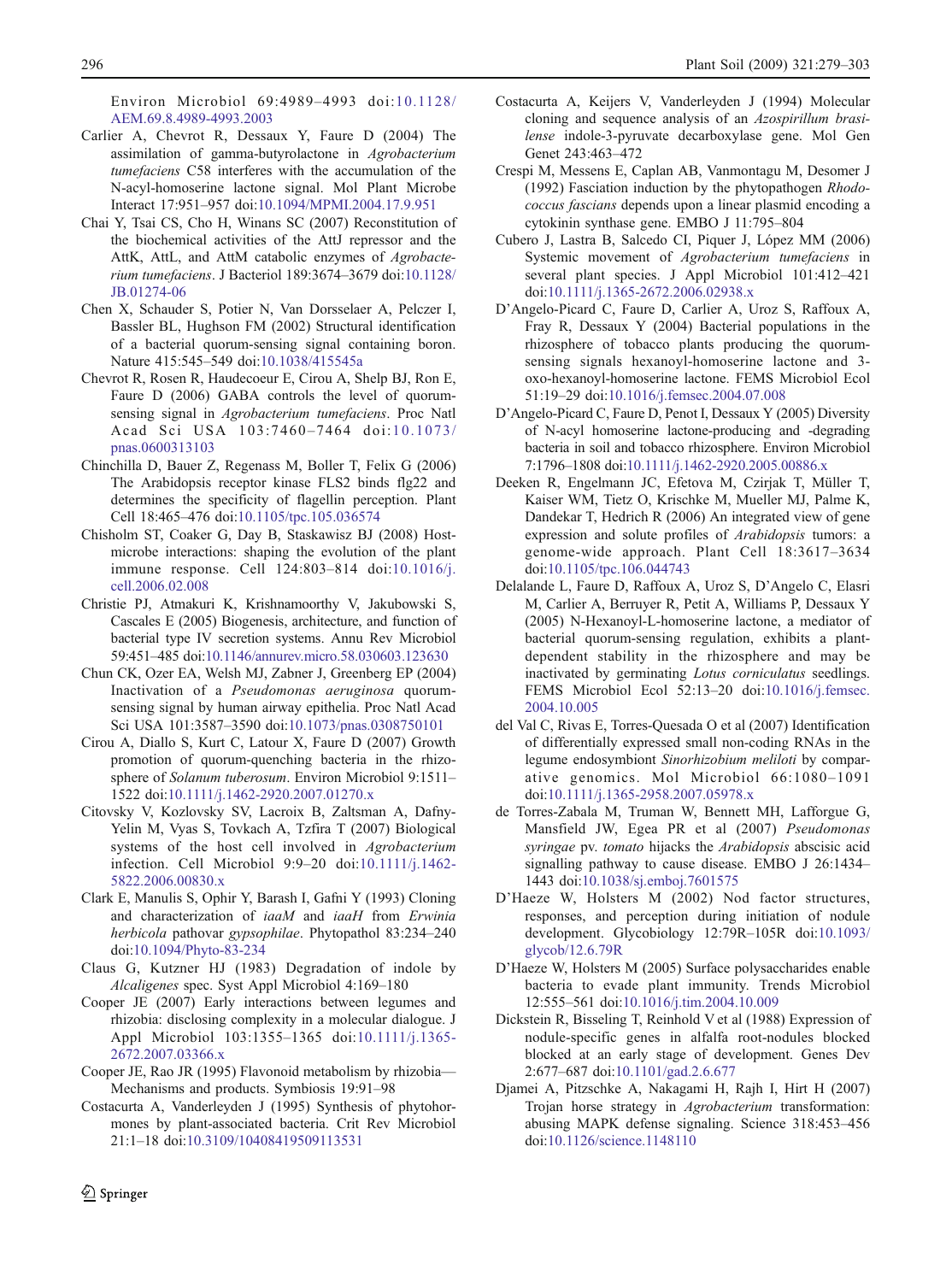Environ Microbiol 69:4989–4993 doi:10.1128/AEM.69.8.4989-4993.2003

Carlier A, Chevrot R, Dessaux Y, Faure D (2004) The assimilation of gamma-butyrolactone in *Agrobacterium tumefaciens* C58 interferes with the accumulation of the N-acyl-homoserine lactone signal. Mol Plant Microbe Interact 17:951–957 doi:10.1094/MPMI.2004.17.9.951

Chai Y, Tsai CS, Cho H, Winans SC (2007) Reconstitution of the biochemical activities of the AttJ repressor and the AttK, AttL, and AttM catabolic enzymes of *Agrobacterium tumefaciens*. J Bacteriol 189:3674–3679 doi:10.1128/JB.01274-06

Chen X, Schauder S, Potier N, Van Dorsselaer A, Pelczer I, Bassler BL, Hughson FM (2002) Structural identification of a bacterial quorum-sensing signal containing boron. Nature 415:545–549 doi:10.1038/415545a

Chevrot R, Rosen R, Haudecoeur E, Cirou A, Shelp BJ, Ron E, Faure D (2006) GABA controls the level of quorum-sensing signal in *Agrobacterium tumefaciens*. Proc Natl Acad Sci USA 103:7460–7464 doi:10.1073/pnas.0600313103

Chinchilla D, Bauer Z, Regenass M, Boller T, Felix G (2006) The Arabidopsis receptor kinase FLS2 binds flg22 and determines the specificity of flagellin perception. Plant Cell 18:465–476 doi:10.1105/tpc.105.036574

Chisholm ST, Coaker G, Day B, Staskawicz BJ (2008) Host-microbe interactions: shaping the evolution of the plant immune response. Cell 124:803–814 doi:10.1016/j.cell.2006.02.008

Christie PJ, Atmakuri K, Krishnamoorthy V, Jakubowski S, Cascales E (2005) Biogenesis, architecture, and function of bacterial type IV secretion systems. Annu Rev Microbiol 59:451–485 doi:10.1146/annurev.micro.58.030603.123630

Chun CK, Ozer EA, Welsh MJ, Zabner J, Greenberg EP (2004) Inactivation of a *Pseudomonas aeruginosa* quorum-sensing signal by human airway epithelia. Proc Natl Acad Sci USA 101:3587–3590 doi:10.1073/pnas.0308750101

Cirou A, Diallo S, Kurt C, Latour X, Faure D (2007) Growth promotion of quorum-quenching bacteria in the rhizosphere of *Solanum tuberosum*. Environ Microbiol 9:1511–1522 doi:10.1111/j.1462-2920.2007.01270.x

Citovsky V, Kozlovsky SV, Lacroix B, Zaltsman A, Dafny-Yelin M, Vyas S, Tovkach A, Tzfira T (2007) Biological systems of the host cell involved in *Agrobacterium* infection. Cell Microbiol 9:9–20 doi:10.1111/j.1462-5822.2006.00830.x

Clark E, Manulis S, Ophir Y, Barash I, Gafni Y (1993) Cloning and characterization of *iaaM* and *iaaH* from *Erwinia herbicola* pathovar *gypsophilae*. Phytopathol 83:234–240 doi:10.1094/Phyto-83-234

Claus G, Kutzner HJ (1983) Degradation of indole by *Alcaligenes* spec. Syst Appl Microbiol 4:169–180

Cooper JE (2007) Early interactions between legumes and rhizobia: disclosing complexity in a molecular dialogue. J Appl Microbiol 103:1355–1365 doi:10.1111/j.1365-2672.2007.03366.x

Cooper JE, Rao JR (1995) Flavonoid metabolism by rhizobia—Mechanisms and products. Symbiosis 19:91–98

Costacurta A, Vanderleyden J (1995) Synthesis of phytohormones by plant-associated bacteria. Crit Rev Microbiol 21:1–18 doi:10.3109/10408419509113531

Costacurta A, Keijers V, Vanderleyden J (1994) Molecular cloning and sequence analysis of an *Azospirillum brasilense* indole-3-pyruvate decarboxylase gene. Mol Gen Genet 243:463–472

Crespi M, Messens E, Caplan AB, Vanmontagu M, Desomer J (1992) Fasciation induction by the phytopathogen *Rhodococcus fascians* depends upon a linear plasmid encoding a cytokinin synthase gene. EMBO J 11:795–804

Cubero J, Lastra B, Salcedo CI, Piquer J, López MM (2006) Systemic movement of *Agrobacterium tumefaciens* in several plant species. J Appl Microbiol 101:412–421 doi:10.1111/j.1365-2672.2006.02938.x

D'Angelo-Picard C, Faure D, Carlier A, Uroz S, Raffoux A, Fray R, Dessaux Y (2004) Bacterial populations in the rhizosphere of tobacco plants producing the quorum-sensing signals hexanoyl-homoserine lactone and 3-oxo-hexanoyl-homoserine lactone. FEMS Microbiol Ecol 51:19–29 doi:10.1016/j.femsec.2004.07.008

D'Angelo-Picard C, Faure D, Penot I, Dessaux Y (2005) Diversity of N-acyl homoserine lactone-producing and -degrading bacteria in soil and tobacco rhizosphere. Environ Microbiol 7:1796–1808 doi:10.1111/j.1462-2920.2005.00886.x

Deeken R, Engelmann JC, Efetova M, Czirjak T, Müller T, Kaiser WM, Tietz O, Krischke M, Mueller MJ, Palme K, Dandekar T, Hedrich R (2006) An integrated view of gene expression and solute profiles of *Arabidopsis* tumors: a genome-wide approach. Plant Cell 18:3617–3634 doi:10.1105/tpc.106.044743

Delalande L, Faure D, Raffoux A, Uroz S, D'Angelo C, Elasri M, Carlier A, Berruyer R, Petit A, Williams P, Dessaux Y (2005) N-Hexanoyl-L-homoserine lactone, a mediator of bacterial quorum-sensing regulation, exhibits a plant-dependent stability in the rhizosphere and may be inactivated by germinating *Lotus corniculatus* seedlings. FEMS Microbiol Ecol 52:13–20 doi:10.1016/j.femsec.2004.10.005

del Val C, Rivas E, Torres-Quesada O et al (2007) Identification of differentially expressed small non-coding RNAs in the legume endosymbiont *Sinorhizobium meliloti* by comparative genomics. Mol Microbiol 66:1080–1091 doi:10.1111/j.1365-2958.2007.05978.x

de Torres-Zabala M, Truman W, Bennett MH, Lafforgue G, Mansfield JW, Egea PR et al (2007) *Pseudomonas syringae* pv. *tomato* hijacks the *Arabidopsis* abscisic acid signalling pathway to cause disease. EMBO J 26:1434–1443 doi:10.1038/sj.emboj.7601575

D'Haeze W, Holsters M (2002) Nod factor structures, responses, and perception during initiation of nodule development. Glycobiology 12:79R–105R doi:10.1093/glycob/12.6.79R

D'Haeze W, Holsters M (2005) Surface polysaccharides enable bacteria to evade plant immunity. Trends Microbiol 12:555–561 doi:10.1016/j.tim.2004.10.009

Dickstein R, Bisseling T, Reinhold V et al (1988) Expression of nodule-specific genes in alfalfa root-nodules blocked blocked at an early stage of development. Genes Dev 2:677–687 doi:10.1101/gad.2.6.677

Djamei A, Pitzschke A, Nakagami H, Rajh I, Hirt H (2007) Trojan horse strategy in *Agrobacterium* transformation: abusing MAPK defense signaling. Science 318:453–456 doi:10.1126/science.1148110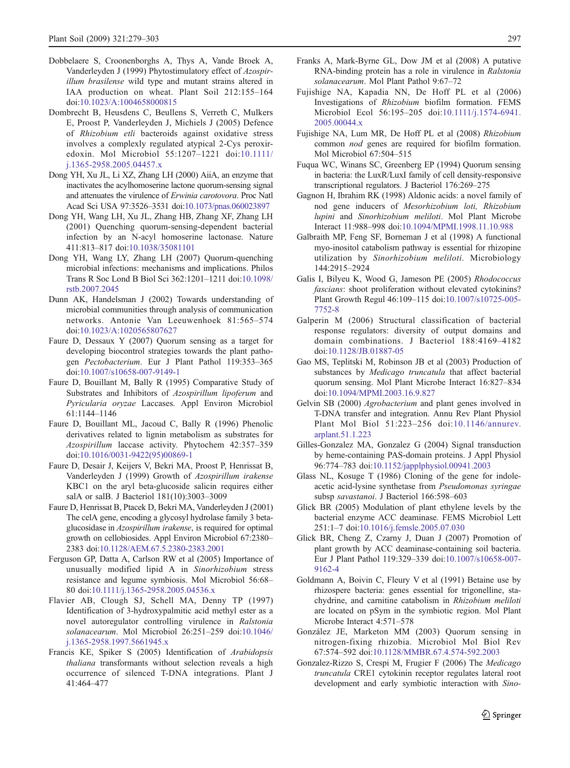Dobbelaere S, Croonenborghs A, Thys A, Vande Broek A, Vanderleyden J (1999) Phytostimulatory effect of *Azospirillum brasilense* wild type and mutant strains altered in IAA production on wheat. Plant Soil 212:155–164 doi:10.1023/A:1004658000815

Dombrecht B, Heusdens C, Beullens S, Verreth C, Mulkers E, Proost P, Vanderleyden J, Michiels J (2005) Defence of *Rhizobium etli* bacteroids against oxidative stress involves a complexly regulated atypical 2-Cys peroxiredoxin. Mol Microbiol 55:1207–1221 doi:10.1111/j.1365-2958.2005.04457.x

Dong YH, Xu JL, Li XZ, Zhang LH (2000) AiiA, an enzyme that inactivates the acylhomoserine lactone quorum-sensing signal and attenuates the virulence of *Erwinia carotovora*. Proc Natl Acad Sci USA 97:3526–3531 doi:10.1073/pnas.060023897

Dong YH, Wang LH, Xu JL, Zhang HB, Zhang XF, Zhang LH (2001) Quenching quorum-sensing-dependent bacterial infection by an N-acyl homoserine lactonase. Nature 411:813–817 doi:10.1038/35081101

Dong YH, Wang LY, Zhang LH (2007) Quorum-quenching microbial infections: mechanisms and implications. Philos Trans R Soc Lond B Biol Sci 362:1201–1211 doi:10.1098/rstb.2007.2045

Dunn AK, Handelsman J (2002) Towards understanding of microbial communities through analysis of communication networks. Antonie Van Leeuwenhoek 81:565–574 doi:10.1023/A:1020565807627

Faure D, Dessaux Y (2007) Quorum sensing as a target for developing biocontrol strategies towards the plant pathogen *Pectobacterium*. Eur J Plant Pathol 119:353–365 doi:10.1007/s10658-007-9149-1

Faure D, Bouillant M, Bally R (1995) Comparative Study of Substrates and Inhibitors of *Azospirillum lipoferum* and *Pyricularia oryzae* Laccases. Appl Environ Microbiol 61:1144–1146

Faure D, Bouillant ML, Jacoud C, Bally R (1996) Phenolic derivatives related to lignin metabolism as substrates for *Azospirillum* laccase activity. Phytochem 42:357–359 doi:10.1016/0031-9422(95)00869-1

Faure D, Desair J, Keijers V, Bekri MA, Proost P, Henrissat B, Vanderleyden J (1999) Growth of *Azospirillum irakense* KBC1 on the aryl beta-glucoside salicin requires either salA or salB. J Bacteriol 181(10):3003–3009

Faure D, Henrissat B, Ptacek D, Bekri MA, Vanderleyden J (2001) The celA gene, encoding a glycosyl hydrolase family 3 beta-glucosidase in *Azospirillum irakense*, is required for optimal growth on cellobiosides. Appl Environ Microbiol 67:2380–2383 doi:10.1128/AEM.67.5.2380-2383.2001

Ferguson GP, Datta A, Carlson RW et al (2005) Importance of unusually modified lipid A in *Sinorhizobium* stress resistance and legume symbiosis. Mol Microbiol 56:68–80 doi:10.1111/j.1365-2958.2005.04536.x

Flavier AB, Clough SJ, Schell MA, Denny TP (1997) Identification of 3-hydroxypalmitic acid methyl ester as a novel autoregulator controlling virulence in *Ralstonia solanacearum*. Mol Microbiol 26:251–259 doi:10.1046/j.1365-2958.1997.5661945.x

Francis KE, Spiker S (2005) Identification of *Arabidopsis thaliana* transformants without selection reveals a high occurrence of silenced T-DNA integrations. Plant J 41:464–477

Franks A, Mark-Byrne GL, Dow JM et al (2008) A putative RNA-binding protein has a role in virulence in *Ralstonia solanacearum*. Mol Plant Pathol 9:67–72

Fujishige NA, Kapadia NN, De Hoff PL et al (2006) Investigations of *Rhizobium* biofilm formation. FEMS Microbiol Ecol 56:195–205 doi:10.1111/j.1574-6941.2005.00044.x

Fujishige NA, Lum MR, De Hoff PL et al (2008) *Rhizobium* common *nod* genes are required for biofilm formation. Mol Microbiol 67:504–515

Fuqua WC, Winans SC, Greenberg EP (1994) Quorum sensing in bacteria: the LuxR/LuxI family of cell density-responsive transcriptional regulators. J Bacteriol 176:269–275

Gagnon H, Ibrahim RK (1998) Aldonic acids: a novel family of nod gene inducers of *Mesorhizobium loti, Rhizobium lupini* and *Sinorhizobium meliloti*. Mol Plant Microbe Interact 11:988–998 doi:10.1094/MPMI.1998.11.10.988

Galbraith MP, Feng SF, Borneman J et al (1998) A functional myo-inositol catabolism pathway is essential for rhizopine utilization by *Sinorhizobium meliloti*. Microbiology 144:2915–2924

Galis I, Bilyeu K, Wood G, Jameson PE (2005) *Rhodococcus fascians*: shoot proliferation without elevated cytokinins? Plant Growth Regul 46:109–115 doi:10.1007/s10725-005-7752-8

Galperin M (2006) Structural classification of bacterial response regulators: diversity of output domains and domain combinations. J Bacteriol 188:4169–4182 doi:10.1128/JB.01887-05

Gao MS, Teplitski M, Robinson JB et al (2003) Production of substances by *Medicago truncatula* that affect bacterial quorum sensing. Mol Plant Microbe Interact 16:827–834 doi:10.1094/MPMI.2003.16.9.827

Gelvin SB (2000) *Agrobacterium* and plant genes involved in T-DNA transfer and integration. Annu Rev Plant Physiol Plant Mol Biol 51:223–256 doi:10.1146/annurev.arplant.51.1.223

Gilles-Gonzalez MA, Gonzalez G (2004) Signal transduction by heme-containing PAS-domain proteins. J Appl Physiol 96:774–783 doi:10.1152/japplphysiol.00941.2003

Glass NL, Kosuge T (1986) Cloning of the gene for indoleacetic acid-lysine synthetase from *Pseudomonas syringae* subsp *savastanoi*. J Bacteriol 166:598–603

Glick BR (2005) Modulation of plant ethylene levels by the bacterial enzyme ACC deaminase. FEMS Microbiol Lett 251:1–7 doi:10.1016/j.femsle.2005.07.030

Glick BR, Cheng Z, Czarny J, Duan J (2007) Promotion of plant growth by ACC deaminase-containing soil bacteria. Eur J Plant Pathol 119:329–339 doi:10.1007/s10658-007-9162-4

Goldmann A, Boivin C, Fleury V et al (1991) Betaine use by rhizosphere bacteria: genes essential for trigonelline, stachydrine, and carnitine catabolism in *Rhizobium meliloti* are located on pSym in the symbiotic region. Mol Plant Microbe Interact 4:571–578

González JE, Marketon MM (2003) Quorum sensing in nitrogen-fixing rhizobia. Microbiol Mol Biol Rev 67:574–592 doi:10.1128/MMBR.67.4.574-592.2003

Gonzalez-Rizzo S, Crespi M, Frugier F (2006) The *Medicago truncatula* CRE1 cytokinin receptor regulates lateral root development and early symbiotic interaction with *Sino-*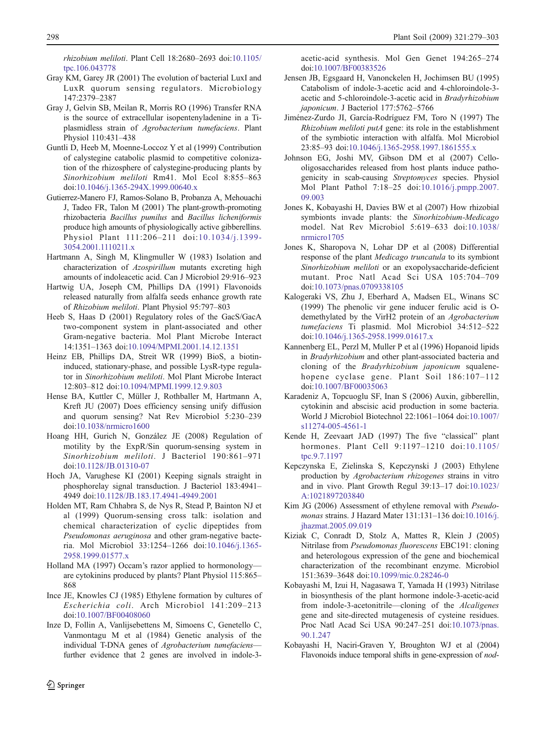*rhizobium meliloti*. Plant Cell 18:2680–2693 doi:10.1105/tpc.106.043778

Gray KM, Garey JR (2001) The evolution of bacterial LuxI and LuxR quorum sensing regulators. Microbiology 147:2379–2387

Gray J, Gelvin SB, Meilan R, Morris RO (1996) Transfer RNA is the source of extracellular isopentenyladenine in a Ti-plasmidless strain of *Agrobacterium tumefaciens*. Plant Physiol 110:431–438

Guntli D, Heeb M, Moenne-Loccoz Y et al (1999) Contribution of calystegine catabolic plasmid to competitive colonization of the rhizosphere of calystegine-producing plants by *Sinorhizobium meliloti* Rm41. Mol Ecol 8:855–863 doi:10.1046/j.1365-294X.1999.00640.x

Gutierrez-Manero FJ, Ramos-Solano B, Probanza A, Mehouachi J, Tadeo FR, Talon M (2001) The plant-growth-promoting rhizobacteria *Bacillus pumilus* and *Bacillus licheniformis* produce high amounts of physiologically active gibberellins. Physiol Plant 111:206–211 doi:10.1034/j.1399-3054.2001.1110211.x

Hartmann A, Singh M, Klingmuller W (1983) Isolation and characterization of *Azospirillum* mutants excreting high amounts of indoleacetic acid. Can J Microbiol 29:916–923

Hartwig UA, Joseph CM, Phillips DA (1991) Flavonoids released naturally from alfalfa seeds enhance growth rate of *Rhizobium meliloti*. Plant Physiol 95:797–803

Heeb S, Haas D (2001) Regulatory roles of the GacS/GacA two-component system in plant-associated and other Gram-negative bacteria. Mol Plant Microbe Interact 14:1351–1363 doi:10.1094/MPMI.2001.14.12.1351

Heinz EB, Phillips DA, Streit WR (1999) BioS, a biotin-induced, stationary-phase, and possible LysR-type regulator in *Sinorhizobium meliloti*. Mol Plant Microbe Interact 12:803–812 doi:10.1094/MPMI.1999.12.9.803

Hense BA, Kuttler C, Müller J, Rothballer M, Hartmann A, Kreft JU (2007) Does efficiency sensing unify diffusion and quorum sensing? Nat Rev Microbiol 5:230–239 doi:10.1038/nrmicro1600

Hoang HH, Gurich N, González JE (2008) Regulation of motility by the ExpR/Sin quorum-sensing system in *Sinorhizobium meliloti*. J Bacteriol 190:861–971 doi:10.1128/JB.01310-07

Hoch JA, Varughese KI (2001) Keeping signals straight in phosphorelay signal transduction. J Bacteriol 183:4941–4949 doi:10.1128/JB.183.17.4941-4949.2001

Holden MT, Ram Chhabra S, de Nys R, Stead P, Bainton NJ et al (1999) Quorum-sensing cross talk: isolation and chemical characterization of cyclic dipeptides from *Pseudomonas aeruginosa* and other gram-negative bacteria. Mol Microbiol 33:1254–1266 doi:10.1046/j.1365-2958.1999.01577.x

Holland MA (1997) Occam's razor applied to hormonology—are cytokinins produced by plants? Plant Physiol 115:865–868

Ince JE, Knowles CJ (1985) Ethylene formation by cultures of *Escherichia coli*. Arch Microbiol 141:209–213 doi:10.1007/BF00408060

Inze D, Follin A, Vanlijsebettens M, Simoens C, Genetello C, Vanmontagu M et al (1984) Genetic analysis of the individual T-DNA genes of *Agrobacterium tumefaciens*—further evidence that 2 genes are involved in indole-3-acetic-acid synthesis. Mol Gen Genet 194:265–274 doi:10.1007/BF00383526

Jensen JB, Egsgaard H, Vanonckelen H, Jochimsen BU (1995) Catabolism of indole-3-acetic acid and 4-chloroindole-3-acetic and 5-chloroindole-3-acetic acid in *Bradyrhizobium japonicum*. J Bacteriol 177:5762–5766

Jiménez-Zurdo JI, García-Rodríguez FM, Toro N (1997) The *Rhizobium meliloti putA* gene: its role in the establishment of the symbiotic interaction with alfalfa. Mol Microbiol 23:85–93 doi:10.1046/j.1365-2958.1997.1861555.x

Johnson EG, Joshi MV, Gibson DM et al (2007) Cello-oligosaccharides released from host plants induce pathogenicity in scab-causing *Streptomyces* species. Physiol Mol Plant Pathol 7:18–25 doi:10.1016/j.pmpp.2007.09.003

Jones K, Kobayashi H, Davies BW et al (2007) How rhizobial symbionts invade plants: the *Sinorhizobium-Medicago* model. Nat Rev Microbiol 5:619–633 doi:10.1038/nrmicro1705

Jones K, Sharopova N, Lohar DP et al (2008) Differential response of the plant *Medicago truncatula* to its symbiont *Sinorhizobium meliloti* or an exopolysaccharide-deficient mutant. Proc Natl Acad Sci USA 105:704–709 doi:10.1073/pnas.0709338105

Kalogeraki VS, Zhu J, Eberhard A, Madsen EL, Winans SC (1999) The phenolic vir gene inducer ferulic acid is O-demethylated by the VirH2 protein of an *Agrobacterium tumefaciens* Ti plasmid. Mol Microbiol 34:512–522 doi:10.1046/j.1365-2958.1999.01617.x

Kannenberg EL, Perzl M, Muller P et al (1996) Hopanoid lipids in *Bradyrhizobium* and other plant-associated bacteria and cloning of the *Bradyrhizobium japonicum* squalene-hopene cyclase gene. Plant Soil 186:107–112 doi:10.1007/BF00035063

Karadeniz A, Topcuoglu SF, Inan S (2006) Auxin, gibberellin, cytokinin and abscisic acid production in some bacteria. World J Microbiol Biotechnol 22:1061–1064 doi:10.1007/s11274-005-4561-1

Kende H, Zeevaart JAD (1997) The five "classical" plant hormones. Plant Cell 9:1197–1210 doi:10.1105/tpc.9.7.1197

Kepczynska E, Zielinska S, Kepczynski J (2003) Ethylene production by *Agrobacterium rhizogenes* strains in vitro and in vivo. Plant Growth Regul 39:13–17 doi:10.1023/A:1021897203840

Kim JG (2006) Assessment of ethylene removal with *Pseudomonas* strains. J Hazard Mater 131:131–136 doi:10.1016/j.jhazmat.2005.09.019

Kiziak C, Conradt D, Stolz A, Mattes R, Klein J (2005) Nitrilase from *Pseudomonas fluorescens* EBC191: cloning and heterologous expression of the gene and biochemical characterization of the recombinant enzyme. Microbiol 151:3639–3648 doi:10.1099/mic.0.28246-0

Kobayashi M, Izui H, Nagasawa T, Yamada H (1993) Nitrilase in biosynthesis of the plant hormone indole-3-acetic-acid from indole-3-acetonitrile—cloning of the *Alcaligenes* gene and site-directed mutagenesis of cysteine residues. Proc Natl Acad Sci USA 90:247–251 doi:10.1073/pnas.90.1.247

Kobayashi H, Naciri-Graven Y, Broughton WJ et al (2004) Flavonoids induce temporal shifts in gene-expression of *nod*-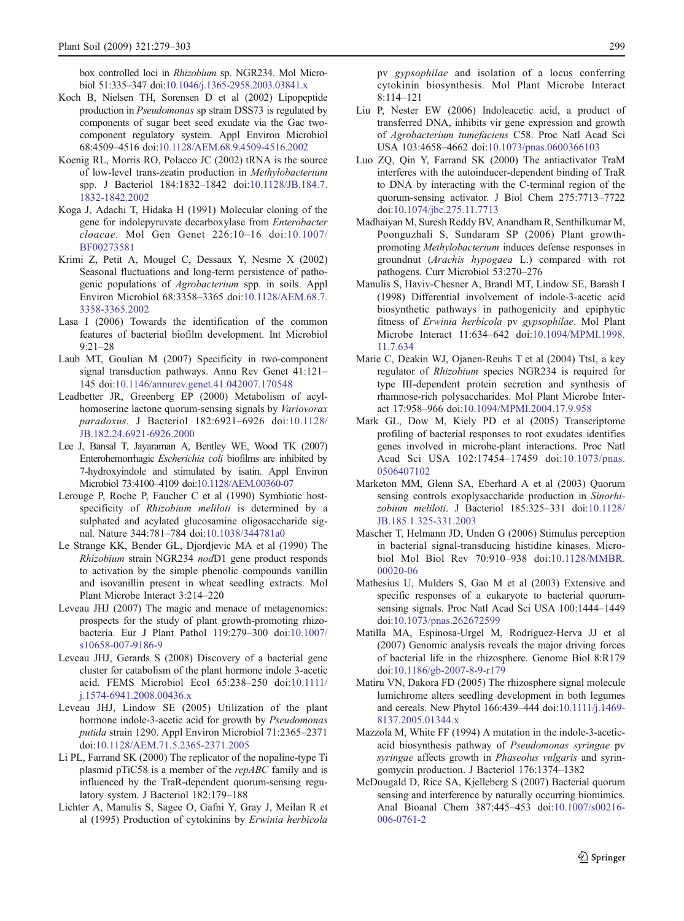box controlled loci in *Rhizobium* sp. NGR234. Mol Microbiol 51:335–347 doi:10.1046/j.1365-2958.2003.03841.x

Koch B, Nielsen TH, Sorensen D et al (2002) Lipopeptide production in *Pseudomonas* sp strain DSS73 is regulated by components of sugar beet seed exudate via the Gac two-component regulatory system. Appl Environ Microbiol 68:4509–4516 doi:10.1128/AEM.68.9.4509-4516.2002

Koenig RL, Morris RO, Polacco JC (2002) tRNA is the source of low-level trans-zeatin production in *Methylobacterium* spp. J Bacteriol 184:1832–1842 doi:10.1128/JB.184.7.1832-1842.2002

Koga J, Adachi T, Hidaka H (1991) Molecular cloning of the gene for indolepyruvate decarboxylase from *Enterobacter cloacae*. Mol Gen Genet 226:10–16 doi:10.1007/BF00273581

Krimi Z, Petit A, Mougel C, Dessaux Y, Nesme X (2002) Seasonal fluctuations and long-term persistence of pathogenic populations of *Agrobacterium* spp. in soils. Appl Environ Microbiol 68:3358–3365 doi:10.1128/AEM.68.7.3358-3365.2002

Lasa I (2006) Towards the identification of the common features of bacterial biofilm development. Int Microbiol 9:21–28

Laub MT, Goulian M (2007) Specificity in two-component signal transduction pathways. Annu Rev Genet 41:121–145 doi:10.1146/annurev.genet.41.042007.170548

Leadbetter JR, Greenberg EP (2000) Metabolism of acyl-homoserine lactone quorum-sensing signals by *Variovorax paradoxus*. J Bacteriol 182:6921–6926 doi:10.1128/JB.182.24.6921-6926.2000

Lee J, Bansal T, Jayaraman A, Bentley WE, Wood TK (2007) Enterohemorrhagic *Escherichia coli* biofilms are inhibited by 7-hydroxyindole and stimulated by isatin. Appl Environ Microbiol 73:4100–4109 doi:10.1128/AEM.00360-07

Lerouge P, Roche P, Faucher C et al (1990) Symbiotic host-specificity of *Rhizobium meliloti* is determined by a sulphated and acylated glucosamine oligosaccharide signal. Nature 344:781–784 doi:10.1038/344781a0

Le Strange KK, Bender GL, Djordjevic MA et al (1990) The *Rhizobium* strain NGR234 *nod*D1 gene product responds to activation by the simple phenolic compounds vanillin and isovanillin present in wheat seedling extracts. Mol Plant Microbe Interact 3:214–220

Leveau JHJ (2007) The magic and menace of metagenomics: prospects for the study of plant growth-promoting rhizobacteria. Eur J Plant Pathol 119:279–300 doi:10.1007/s10658-007-9186-9

Leveau JHJ, Gerards S (2008) Discovery of a bacterial gene cluster for catabolism of the plant hormone indole 3-acetic acid. FEMS Microbiol Ecol 65:238–250 doi:10.1111/j.1574-6941.2008.00436.x

Leveau JHJ, Lindow SE (2005) Utilization of the plant hormone indole-3-acetic acid for growth by *Pseudomonas putida* strain 1290. Appl Environ Microbiol 71:2365–2371 doi:10.1128/AEM.71.5.2365-2371.2005

Li PL, Farrand SK (2000) The replicator of the nopaline-type Ti plasmid pTiC58 is a member of the *repABC* family and is influenced by the TraR-dependent quorum-sensing regulatory system. J Bacteriol 182:179–188

Lichter A, Manulis S, Sagee O, Gafni Y, Gray J, Meilan R et al (1995) Production of cytokinins by *Erwinia herbicola* pv *gypsophilae* and isolation of a locus conferring cytokinin biosynthesis. Mol Plant Microbe Interact 8:114–121

Liu P, Nester EW (2006) Indoleacetic acid, a product of transferred DNA, inhibits vir gene expression and growth of *Agrobacterium tumefaciens* C58. Proc Natl Acad Sci USA 103:4658–4662 doi:10.1073/pnas.0600366103

Luo ZQ, Qin Y, Farrand SK (2000) The antiactivator TraM interferes with the autoinducer-dependent binding of TraR to DNA by interacting with the C-terminal region of the quorum-sensing activator. J Biol Chem 275:7713–7722 doi:10.1074/jbc.275.11.7713

Madhaiyan M, Suresh Reddy BV, Anandham R, Senthilkumar M, Poonguzhali S, Sundaram SP (2006) Plant growth-promoting *Methylobacterium* induces defense responses in groundnut (*Arachis hypogaea* L.) compared with rot pathogens. Curr Microbiol 53:270–276

Manulis S, Haviv-Chesner A, Brandl MT, Lindow SE, Barash I (1998) Differential involvement of indole-3-acetic acid biosynthetic pathways in pathogenicity and epiphytic fitness of *Erwinia herbicola* pv *gypsophilae*. Mol Plant Microbe Interact 11:634–642 doi:10.1094/MPMI.1998.11.7.634

Marie C, Deakin WJ, Ojanen-Reuhs T et al (2004) TtsI, a key regulator of *Rhizobium* species NGR234 is required for type III-dependent protein secretion and synthesis of rhamnose-rich polysaccharides. Mol Plant Microbe Interact 17:958–966 doi:10.1094/MPMI.2004.17.9.958

Mark GL, Dow M, Kiely PD et al (2005) Transcriptome profiling of bacterial responses to root exudates identifies genes involved in microbe-plant interactions. Proc Natl Acad Sci USA 102:17454–17459 doi:10.1073/pnas.0506407102

Marketon MM, Glenn SA, Eberhard A et al (2003) Quorum sensing controls exopolysaccharide production in *Sinorhizobium meliloti*. J Bacteriol 185:325–331 doi:10.1128/JB.185.1.325-331.2003

Mascher T, Helmann JD, Unden G (2006) Stimulus perception in bacterial signal-transducing histidine kinases. Microbiol Mol Biol Rev 70:910–938 doi:10.1128/MMBR.00020-06

Mathesius U, Mulders S, Gao M et al (2003) Extensive and specific responses of a eukaryote to bacterial quorum-sensing signals. Proc Natl Acad Sci USA 100:1444–1449 doi:10.1073/pnas.262672599

Matilla MA, Espinosa-Urgel M, Rodríguez-Herva JJ et al (2007) Genomic analysis reveals the major driving forces of bacterial life in the rhizosphere. Genome Biol 8:R179 doi:10.1186/gb-2007-8-9-r179

Matiru VN, Dakora FD (2005) The rhizosphere signal molecule lumichrome alters seedling development in both legumes and cereals. New Phytol 166:439–444 doi:10.1111/j.1469-8137.2005.01344.x

Mazzola M, White FF (1994) A mutation in the indole-3-acetic-acid biosynthesis pathway of *Pseudomonas syringae* pv *syringae* affects growth in *Phaseolus vulgaris* and syringomycin production. J Bacteriol 176:1374–1382

McDougald D, Rice SA, Kjelleberg S (2007) Bacterial quorum sensing and interference by naturally occurring biomimics. Anal Bioanal Chem 387:445–453 doi:10.1007/s00216-006-0761-2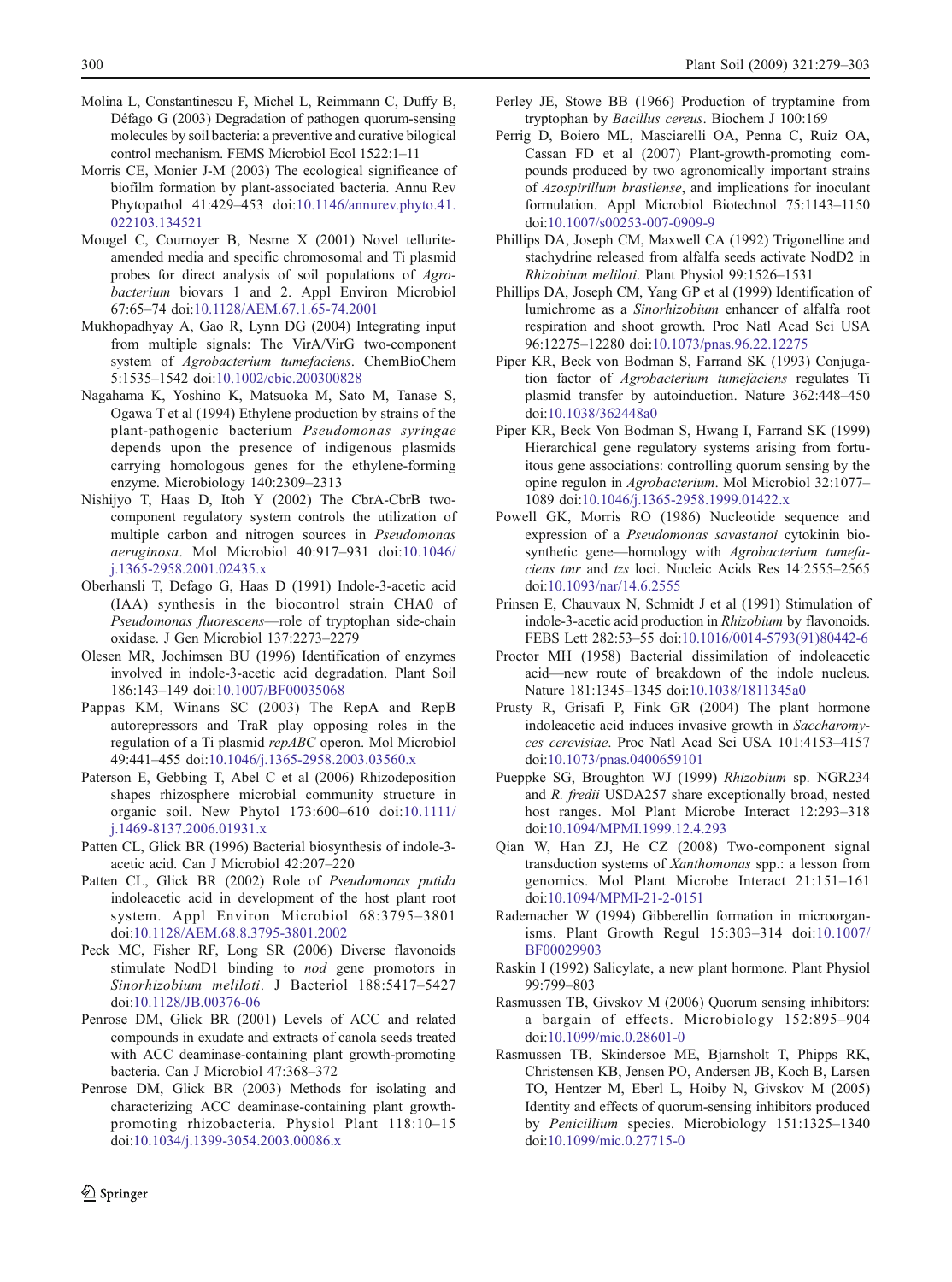Molina L, Constantinescu F, Michel L, Reimmann C, Duffy B, Défago G (2003) Degradation of pathogen quorum-sensing molecules by soil bacteria: a preventive and curative biological control mechanism. FEMS Microbiol Ecol 1522:1–11

Morris CE, Monier J-M (2003) The ecological significance of biofilm formation by plant-associated bacteria. Annu Rev Phytopathol 41:429–453 doi:10.1146/annurev.phyto.41.022103.134521

Mougel C, Cournoyer B, Nesme X (2001) Novel tellurite-amended media and specific chromosomal and Ti plasmid probes for direct analysis of soil populations of *Agrobacterium* biovars 1 and 2. Appl Environ Microbiol 67:65–74 doi:10.1128/AEM.67.1.65-74.2001

Mukhopadhyay A, Gao R, Lynn DG (2004) Integrating input from multiple signals: The VirA/VirG two-component system of *Agrobacterium tumefaciens*. ChemBioChem 5:1535–1542 doi:10.1002/cbic.200300828

Nagahama K, Yoshino K, Matsuoka M, Sato M, Tanase S, Ogawa T et al (1994) Ethylene production by strains of the plant-pathogenic bacterium *Pseudomonas syringae* depends upon the presence of indigenous plasmids carrying homologous genes for the ethylene-forming enzyme. Microbiology 140:2309–2313

Nishijyo T, Haas D, Itoh Y (2002) The CbrA-CbrB two-component regulatory system controls the utilization of multiple carbon and nitrogen sources in *Pseudomonas aeruginosa*. Mol Microbiol 40:917–931 doi:10.1046/j.1365-2958.2001.02435.x

Oberhansli T, Defago G, Haas D (1991) Indole-3-acetic acid (IAA) synthesis in the biocontrol strain CHA0 of *Pseudomonas fluorescens*—role of tryptophan side-chain oxidase. J Gen Microbiol 137:2273–2279

Olesen MR, Jochimsen BU (1996) Identification of enzymes involved in indole-3-acetic acid degradation. Plant Soil 186:143–149 doi:10.1007/BF00035068

Pappas KM, Winans SC (2003) The RepA and RepB autorepressors and TraR play opposing roles in the regulation of a Ti plasmid *repABC* operon. Mol Microbiol 49:441–455 doi:10.1046/j.1365-2958.2003.03560.x

Paterson E, Gebbing T, Abel C et al (2006) Rhizodeposition shapes rhizosphere microbial community structure in organic soil. New Phytol 173:600–610 doi:10.1111/j.1469-8137.2006.01931.x

Patten CL, Glick BR (1996) Bacterial biosynthesis of indole-3-acetic acid. Can J Microbiol 42:207–220

Patten CL, Glick BR (2002) Role of *Pseudomonas putida* indoleacetic acid in development of the host plant root system. Appl Environ Microbiol 68:3795–3801 doi:10.1128/AEM.68.8.3795-3801.2002

Peck MC, Fisher RF, Long SR (2006) Diverse flavonoids stimulate NodD1 binding to *nod* gene promotors in *Sinorhizobium meliloti*. J Bacteriol 188:5417–5427 doi:10.1128/JB.00376-06

Penrose DM, Glick BR (2001) Levels of ACC and related compounds in exudate and extracts of canola seeds treated with ACC deaminase-containing plant growth-promoting bacteria. Can J Microbiol 47:368–372

Penrose DM, Glick BR (2003) Methods for isolating and characterizing ACC deaminase-containing plant growth-promoting rhizobacteria. Physiol Plant 118:10–15 doi:10.1034/j.1399-3054.2003.00086.x

Perley JE, Stowe BB (1966) Production of tryptamine from tryptophan by *Bacillus cereus*. Biochem J 100:169

Perrig D, Boiero ML, Masciarelli OA, Penna C, Ruiz OA, Cassan FD et al (2007) Plant-growth-promoting compounds produced by two agronomically important strains of *Azospirillum brasilense*, and implications for inoculant formulation. Appl Microbiol Biotechnol 75:1143–1150 doi:10.1007/s00253-007-0909-9

Phillips DA, Joseph CM, Maxwell CA (1992) Trigonelline and stachydrine released from alfalfa seeds activate NodD2 in *Rhizobium meliloti*. Plant Physiol 99:1526–1531

Phillips DA, Joseph CM, Yang GP et al (1999) Identification of lumichrome as a *Sinorhizobium* enhancer of alfalfa root respiration and shoot growth. Proc Natl Acad Sci USA 96:12275–12280 doi:10.1073/pnas.96.22.12275

Piper KR, Beck von Bodman S, Farrand SK (1993) Conjugation factor of *Agrobacterium tumefaciens* regulates Ti plasmid transfer by autoinduction. Nature 362:448–450 doi:10.1038/362448a0

Piper KR, Beck Von Bodman S, Hwang I, Farrand SK (1999) Hierarchical gene regulatory systems arising from fortuitous gene associations: controlling quorum sensing by the opine regulon in *Agrobacterium*. Mol Microbiol 32:1077–1089 doi:10.1046/j.1365-2958.1999.01422.x

Powell GK, Morris RO (1986) Nucleotide sequence and expression of a *Pseudomonas savastanoi* cytokinin biosynthetic gene—homology with *Agrobacterium tumefaciens tmr* and *tzs* loci. Nucleic Acids Res 14:2555–2565 doi:10.1093/nar/14.6.2555

Prinsen E, Chauvaux N, Schmidt J et al (1991) Stimulation of indole-3-acetic acid production in *Rhizobium* by flavonoids. FEBS Lett 282:53–55 doi:10.1016/0014-5793(91)80442-6

Proctor MH (1958) Bacterial dissimilation of indoleacetic acid—new route of breakdown of the indole nucleus. Nature 181:1345–1345 doi:10.1038/1811345a0

Prusty R, Grisafi P, Fink GR (2004) The plant hormone indoleacetic acid induces invasive growth in *Saccharomyces cerevisiae*. Proc Natl Acad Sci USA 101:4153–4157 doi:10.1073/pnas.0400659101

Pueppke SG, Broughton WJ (1999) *Rhizobium* sp. NGR234 and *R. fredii* USDA257 share exceptionally broad, nested host ranges. Mol Plant Microbe Interact 12:293–318 doi:10.1094/MPMI.1999.12.4.293

Qian W, Han ZJ, He CZ (2008) Two-component signal transduction systems of *Xanthomonas* spp.: a lesson from genomics. Mol Plant Microbe Interact 21:151–161 doi:10.1094/MPMI-21-2-0151

Rademacher W (1994) Gibberellin formation in microorganisms. Plant Growth Regul 15:303–314 doi:10.1007/BF00029903

Raskin I (1992) Salicylate, a new plant hormone. Plant Physiol 99:799–803

Rasmussen TB, Givskov M (2006) Quorum sensing inhibitors: a bargain of effects. Microbiology 152:895–904 doi:10.1099/mic.0.28601-0

Rasmussen TB, Skindersoe ME, Bjarnsholt T, Phipps RK, Christensen KB, Jensen PO, Andersen JB, Koch B, Larsen TO, Hentzer M, Eberl L, Hoiby N, Givskov M (2005) Identity and effects of quorum-sensing inhibitors produced by *Penicillium* species. Microbiology 151:1325–1340 doi:10.1099/mic.0.27715-0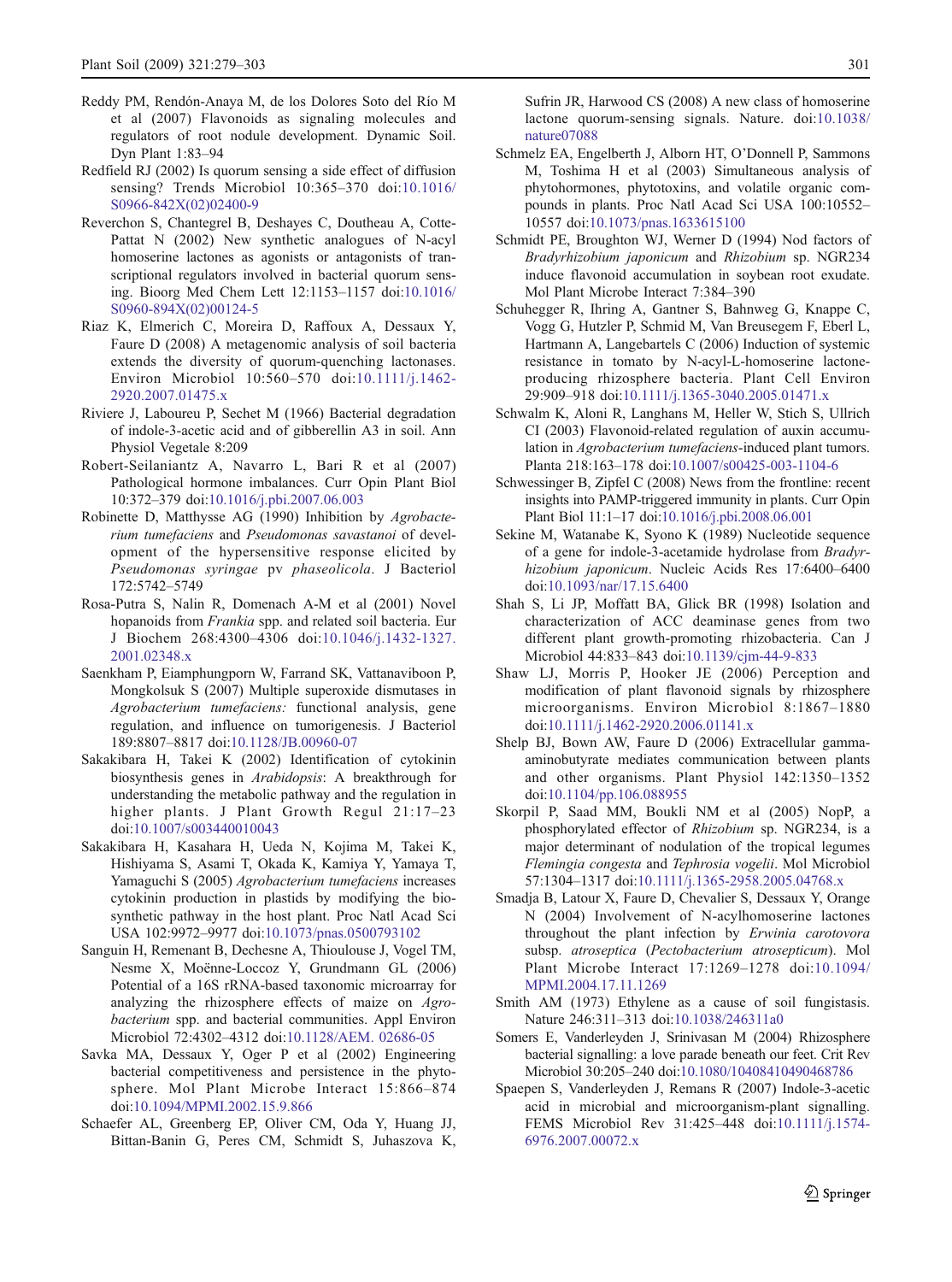Reddy PM, Rendón-Anaya M, de los Dolores Soto del Río M et al (2007) Flavonoids as signaling molecules and regulators of root nodule development. Dynamic Soil. Dyn Plant 1:83–94

Redfield RJ (2002) Is quorum sensing a side effect of diffusion sensing? Trends Microbiol 10:365–370 doi:10.1016/S0966-842X(02)02400-9

Reverchon S, Chantegrel B, Deshayes C, Doutheau A, Cotte-Pattat N (2002) New synthetic analogues of N-acyl homoserine lactones as agonists or antagonists of transcriptional regulators involved in bacterial quorum sensing. Bioorg Med Chem Lett 12:1153–1157 doi:10.1016/S0960-894X(02)00124-5

Riaz K, Elmerich C, Moreira D, Raffoux A, Dessaux Y, Faure D (2008) A metagenomic analysis of soil bacteria extends the diversity of quorum-quenching lactonases. Environ Microbiol 10:560–570 doi:10.1111/j.1462-2920.2007.01475.x

Riviere J, Laboureu P, Sechet M (1966) Bacterial degradation of indole-3-acetic acid and of gibberellin A3 in soil. Ann Physiol Vegetale 8:209

Robert-Seilaniantz A, Navarro L, Bari R et al (2007) Pathological hormone imbalances. Curr Opin Plant Biol 10:372–379 doi:10.1016/j.pbi.2007.06.003

Robinette D, Matthysse AG (1990) Inhibition by *Agrobacterium tumefaciens* and *Pseudomonas savastanoi* of development of the hypersensitive response elicited by *Pseudomonas syringae* pv *phaseolicola*. J Bacteriol 172:5742–5749

Rosa-Putra S, Nalin R, Domenach A-M et al (2001) Novel hopanoids from *Frankia* spp. and related soil bacteria. Eur J Biochem 268:4300–4306 doi:10.1046/j.1432-1327.2001.02348.x

Saenkham P, Eiamphungporn W, Farrand SK, Vattanaviboon P, Mongkolsuk S (2007) Multiple superoxide dismutases in *Agrobacterium tumefaciens:* functional analysis, gene regulation, and influence on tumorigenesis. J Bacteriol 189:8807–8817 doi:10.1128/JB.00960-07

Sakakibara H, Takei K (2002) Identification of cytokinin biosynthesis genes in *Arabidopsis*: A breakthrough for understanding the metabolic pathway and the regulation in higher plants. J Plant Growth Regul 21:17–23 doi:10.1007/s003440010043

Sakakibara H, Kasahara H, Ueda N, Kojima M, Takei K, Hishiyama S, Asami T, Okada K, Kamiya Y, Yamaya T, Yamaguchi S (2005) *Agrobacterium tumefaciens* increases cytokinin production in plastids by modifying the biosynthetic pathway in the host plant. Proc Natl Acad Sci USA 102:9972–9977 doi:10.1073/pnas.0500793102

Sanguin H, Remenant B, Dechesne A, Thioulouse J, Vogel TM, Nesme X, Moënne-Loccoz Y, Grundmann GL (2006) Potential of a 16S rRNA-based taxonomic microarray for analyzing the rhizosphere effects of maize on *Agrobacterium* spp. and bacterial communities. Appl Environ Microbiol 72:4302–4312 doi:10.1128/AEM. 02686-05

Savka MA, Dessaux Y, Oger P et al (2002) Engineering bacterial competitiveness and persistence in the phytosphere. Mol Plant Microbe Interact 15:866–874 doi:10.1094/MPMI.2002.15.9.866

Schaefer AL, Greenberg EP, Oliver CM, Oda Y, Huang JJ, Bittan-Banin G, Peres CM, Schmidt S, Juhaszova K, Sufrin JR, Harwood CS (2008) A new class of homoserine lactone quorum-sensing signals. Nature. doi:10.1038/nature07088

Schmelz EA, Engelberth J, Alborn HT, O'Donnell P, Sammons M, Toshima H et al (2003) Simultaneous analysis of phytohormones, phytotoxins, and volatile organic compounds in plants. Proc Natl Acad Sci USA 100:10552–10557 doi:10.1073/pnas.1633615100

Schmidt PE, Broughton WJ, Werner D (1994) Nod factors of *Bradyrhizobium japonicum* and *Rhizobium* sp. NGR234 induce flavonoid accumulation in soybean root exudate. Mol Plant Microbe Interact 7:384–390

Schuhegger R, Ihring A, Gantner S, Bahnweg G, Knappe C, Vogg G, Hutzler P, Schmid M, Van Breusegem F, Eberl L, Hartmann A, Langebartels C (2006) Induction of systemic resistance in tomato by N-acyl-L-homoserine lactone-producing rhizosphere bacteria. Plant Cell Environ 29:909–918 doi:10.1111/j.1365-3040.2005.01471.x

Schwalm K, Aloni R, Langhans M, Heller W, Stich S, Ullrich CI (2003) Flavonoid-related regulation of auxin accumulation in *Agrobacterium tumefaciens*-induced plant tumors. Planta 218:163–178 doi:10.1007/s00425-003-1104-6

Schwessinger B, Zipfel C (2008) News from the frontline: recent insights into PAMP-triggered immunity in plants. Curr Opin Plant Biol 11:1–17 doi:10.1016/j.pbi.2008.06.001

Sekine M, Watanabe K, Syono K (1989) Nucleotide sequence of a gene for indole-3-acetamide hydrolase from *Bradyrhizobium japonicum*. Nucleic Acids Res 17:6400–6400 doi:10.1093/nar/17.15.6400

Shah S, Li JP, Moffatt BA, Glick BR (1998) Isolation and characterization of ACC deaminase genes from two different plant growth-promoting rhizobacteria. Can J Microbiol 44:833–843 doi:10.1139/cjm-44-9-833

Shaw LJ, Morris P, Hooker JE (2006) Perception and modification of plant flavonoid signals by rhizosphere microorganisms. Environ Microbiol 8:1867–1880 doi:10.1111/j.1462-2920.2006.01141.x

Shelp BJ, Bown AW, Faure D (2006) Extracellular gamma-aminobutyrate mediates communication between plants and other organisms. Plant Physiol 142:1350–1352 doi:10.1104/pp.106.088955

Skorpil P, Saad MM, Boukli NM et al (2005) NopP, a phosphorylated effector of *Rhizobium* sp. NGR234, is a major determinant of nodulation of the tropical legumes *Flemingia congesta* and *Tephrosia vogelii*. Mol Microbiol 57:1304–1317 doi:10.1111/j.1365-2958.2005.04768.x

Smadja B, Latour X, Faure D, Chevalier S, Dessaux Y, Orange N (2004) Involvement of N-acylhomoserine lactones throughout the plant infection by *Erwinia carotovora* subsp. *atroseptica* (*Pectobacterium atrosepticum*). Mol Plant Microbe Interact 17:1269–1278 doi:10.1094/MPMI.2004.17.11.1269

Smith AM (1973) Ethylene as a cause of soil fungistasis. Nature 246:311–313 doi:10.1038/246311a0

Somers E, Vanderleyden J, Srinivasan M (2004) Rhizosphere bacterial signalling: a love parade beneath our feet. Crit Rev Microbiol 30:205–240 doi:10.1080/10408410490468786

Spaepen S, Vanderleyden J, Remans R (2007) Indole-3-acetic acid in microbial and microorganism-plant signalling. FEMS Microbiol Rev 31:425–448 doi:10.1111/j.1574-6976.2007.00072.x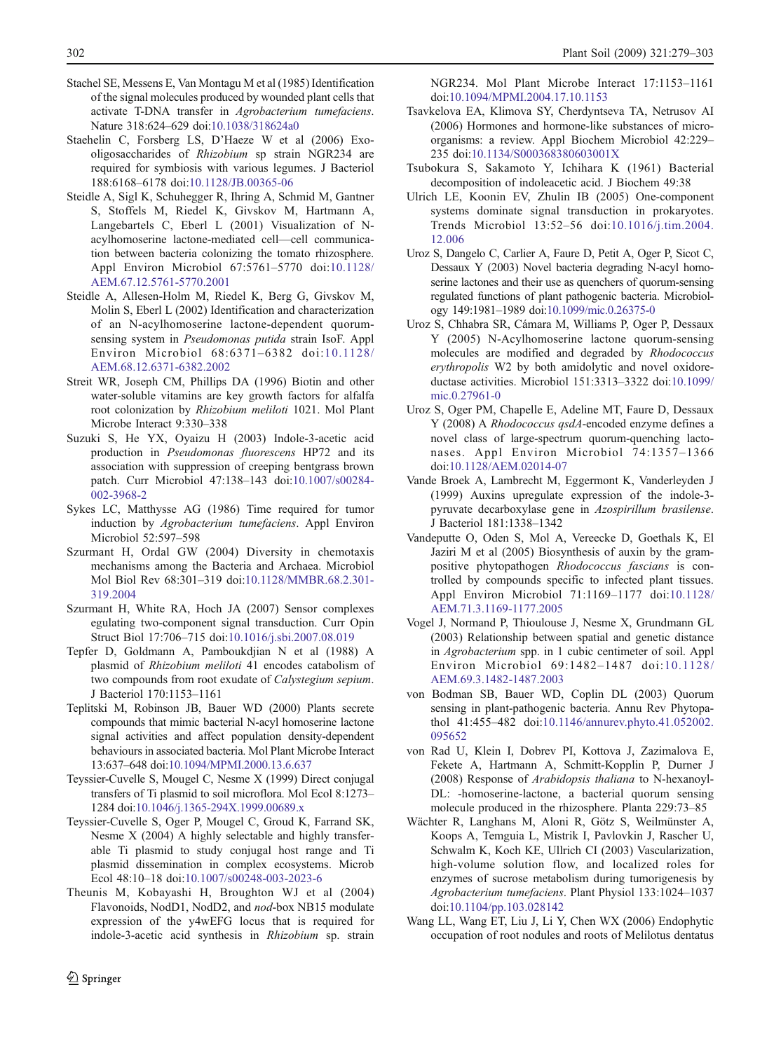Stachel SE, Messens E, Van Montagu M et al (1985) Identification of the signal molecules produced by wounded plant cells that activate T-DNA transfer in *Agrobacterium tumefaciens*. Nature 318:624–629 doi:10.1038/318624a0

Staehelin C, Forsberg LS, D'Haeze W et al (2006) Exo-oligosaccharides of *Rhizobium* sp strain NGR234 are required for symbiosis with various legumes. J Bacteriol 188:6168–6178 doi:10.1128/JB.00365-06

Steidle A, Sigl K, Schuhegger R, Ihring A, Schmid M, Gantner S, Stoffels M, Riedel K, Givskov M, Hartmann A, Langebartels C, Eberl L (2001) Visualization of N-acylhomoserine lactone-mediated cell—cell communication between bacteria colonizing the tomato rhizosphere. Appl Environ Microbiol 67:5761–5770 doi:10.1128/AEM.67.12.5761-5770.2001

Steidle A, Allesen-Holm M, Riedel K, Berg G, Givskov M, Molin S, Eberl L (2002) Identification and characterization of an N-acylhomoserine lactone-dependent quorum-sensing system in *Pseudomonas putida* strain IsoF. Appl Environ Microbiol 68:6371–6382 doi:10.1128/AEM.68.12.6371-6382.2002

Streit WR, Joseph CM, Phillips DA (1996) Biotin and other water-soluble vitamins are key growth factors for alfalfa root colonization by *Rhizobium meliloti* 1021. Mol Plant Microbe Interact 9:330–338

Suzuki S, He YX, Oyaizu H (2003) Indole-3-acetic acid production in *Pseudomonas fluorescens* HP72 and its association with suppression of creeping bentgrass brown patch. Curr Microbiol 47:138–143 doi:10.1007/s00284-002-3968-2

Sykes LC, Matthysse AG (1986) Time required for tumor induction by *Agrobacterium tumefaciens*. Appl Environ Microbiol 52:597–598

Szurmant H, Ordal GW (2004) Diversity in chemotaxis mechanisms among the Bacteria and Archaea. Microbiol Mol Biol Rev 68:301–319 doi:10.1128/MMBR.68.2.301-319.2004

Szurmant H, White RA, Hoch JA (2007) Sensor complexes egulating two-component signal transduction. Curr Opin Struct Biol 17:706–715 doi:10.1016/j.sbi.2007.08.019

Tepfer D, Goldmann A, Pamboukdjian N et al (1988) A plasmid of *Rhizobium meliloti* 41 encodes catabolism of two compounds from root exudate of *Calystegium sepium*. J Bacteriol 170:1153–1161

Teplitski M, Robinson JB, Bauer WD (2000) Plants secrete compounds that mimic bacterial N-acyl homoserine lactone signal activities and affect population density-dependent behaviours in associated bacteria. Mol Plant Microbe Interact 13:637–648 doi:10.1094/MPMI.2000.13.6.637

Teyssier-Cuvelle S, Mougel C, Nesme X (1999) Direct conjugal transfers of Ti plasmid to soil microflora. Mol Ecol 8:1273–1284 doi:10.1046/j.1365-294X.1999.00689.x

Teyssier-Cuvelle S, Oger P, Mougel C, Groud K, Farrand SK, Nesme X (2004) A highly selectable and highly transferable Ti plasmid to study conjugal host range and Ti plasmid dissemination in complex ecosystems. Microb Ecol 48:10–18 doi:10.1007/s00248-003-2023-6

Theunis M, Kobayashi H, Broughton WJ et al (2004) Flavonoids, NodD1, NodD2, and *nod*-box NB15 modulate expression of the y4wEFG locus that is required for indole-3-acetic acid synthesis in *Rhizobium* sp. strain NGR234. Mol Plant Microbe Interact 17:1153–1161 doi:10.1094/MPMI.2004.17.10.1153

Tsavkelova EA, Klimova SY, Cherdyntseva TA, Netrusov AI (2006) Hormones and hormone-like substances of microorganisms: a review. Appl Biochem Microbiol 42:229–235 doi:10.1134/S000368380603001X

Tsubokura S, Sakamoto Y, Ichihara K (1961) Bacterial decomposition of indoleacetic acid. J Biochem 49:38

Ulrich LE, Koonin EV, Zhulin IB (2005) One-component systems dominate signal transduction in prokaryotes. Trends Microbiol 13:52–56 doi:10.1016/j.tim.2004.12.006

Uroz S, Dangelo C, Carlier A, Faure D, Petit A, Oger P, Sicot C, Dessaux Y (2003) Novel bacteria degrading N-acyl homoserine lactones and their use as quenchers of quorum-sensing regulated functions of plant pathogenic bacteria. Microbiology 149:1981–1989 doi:10.1099/mic.0.26375-0

Uroz S, Chhabra SR, Cámara M, Williams P, Oger P, Dessaux Y (2005) N-Acylhomoserine lactone quorum-sensing molecules are modified and degraded by *Rhodococcus erythropolis* W2 by both amidolytic and novel oxidoreductase activities. Microbiol 151:3313–3322 doi:10.1099/mic.0.27961-0

Uroz S, Oger PM, Chapelle E, Adeline MT, Faure D, Dessaux Y (2008) A *Rhodococcus qsdA*-encoded enzyme defines a novel class of large-spectrum quorum-quenching lactonases. Appl Environ Microbiol 74:1357–1366 doi:10.1128/AEM.02014-07

Vande Broek A, Lambrecht M, Eggermont K, Vanderleyden J (1999) Auxins upregulate expression of the indole-3-pyruvate decarboxylase gene in *Azospirillum brasilense*. J Bacteriol 181:1338–1342

Vandeputte O, Oden S, Mol A, Vereecke D, Goethals K, El Jaziri M et al (2005) Biosynthesis of auxin by the gram-positive phytopathogen *Rhodococcus fascians* is controlled by compounds specific to infected plant tissues. Appl Environ Microbiol 71:1169–1177 doi:10.1128/AEM.71.3.1169-1177.2005

Vogel J, Normand P, Thioulouse J, Nesme X, Grundmann GL (2003) Relationship between spatial and genetic distance in *Agrobacterium* spp. in 1 cubic centimeter of soil. Appl Environ Microbiol 69:1482–1487 doi:10.1128/AEM.69.3.1482-1487.2003

von Bodman SB, Bauer WD, Coplin DL (2003) Quorum sensing in plant-pathogenic bacteria. Annu Rev Phytopathol 41:455–482 doi:10.1146/annurev.phyto.41.052002.095652

von Rad U, Klein I, Dobrev PI, Kottova J, Zazimalova E, Fekete A, Hartmann A, Schmitt-Kopplin P, Durner J (2008) Response of *Arabidopsis thaliana* to N-hexanoyl-DL: -homoserine-lactone, a bacterial quorum sensing molecule produced in the rhizosphere. Planta 229:73–85

Wächter R, Langhans M, Aloni R, Götz S, Weilmünster A, Koops A, Temguia L, Mistrik I, Pavlovkin J, Rascher U, Schwalm K, Koch KE, Ullrich CI (2003) Vascularization, high-volume solution flow, and localized roles for enzymes of sucrose metabolism during tumorigenesis by *Agrobacterium tumefaciens*. Plant Physiol 133:1024–1037 doi:10.1104/pp.103.028142

Wang LL, Wang ET, Liu J, Li Y, Chen WX (2006) Endophytic occupation of root nodules and roots of Melilotus dentatus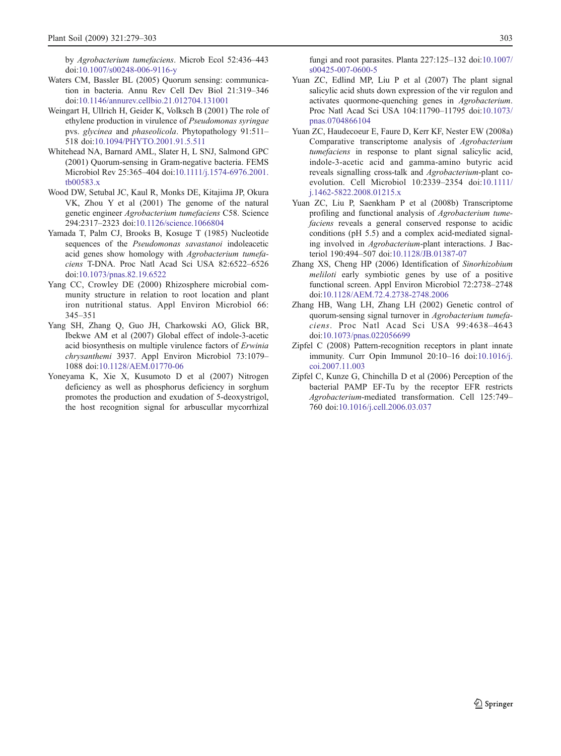by *Agrobacterium tumefaciens*. Microb Ecol 52:436–443 doi:10.1007/s00248-006-9116-y

Waters CM, Bassler BL (2005) Quorum sensing: communication in bacteria. Annu Rev Cell Dev Biol 21:319–346 doi:10.1146/annurev.cellbio.21.012704.131001

Weingart H, Ullrich H, Geider K, Volksch B (2001) The role of ethylene production in virulence of *Pseudomonas syringae* pvs. *glycinea* and *phaseolicola*. Phytopathology 91:511–518 doi:10.1094/PHYTO.2001.91.5.511

Whitehead NA, Barnard AML, Slater H, L SNJ, Salmond GPC (2001) Quorum-sensing in Gram-negative bacteria. FEMS Microbiol Rev 25:365–404 doi:10.1111/j.1574-6976.2001.tb00583.x

Wood DW, Setubal JC, Kaul R, Monks DE, Kitajima JP, Okura VK, Zhou Y et al (2001) The genome of the natural genetic engineer *Agrobacterium tumefaciens* C58. Science 294:2317–2323 doi:10.1126/science.1066804

Yamada T, Palm CJ, Brooks B, Kosuge T (1985) Nucleotide sequences of the *Pseudomonas savastanoi* indoleacetic acid genes show homology with *Agrobacterium tumefaciens* T-DNA. Proc Natl Acad Sci USA 82:6522–6526 doi:10.1073/pnas.82.19.6522

Yang CC, Crowley DE (2000) Rhizosphere microbial community structure in relation to root location and plant iron nutritional status. Appl Environ Microbiol 66: 345–351

Yang SH, Zhang Q, Guo JH, Charkowski AO, Glick BR, Ibekwe AM et al (2007) Global effect of indole-3-acetic acid biosynthesis on multiple virulence factors of *Erwinia chrysanthemi* 3937. Appl Environ Microbiol 73:1079–1088 doi:10.1128/AEM.01770-06

Yoneyama K, Xie X, Kusumoto D et al (2007) Nitrogen deficiency as well as phosphorus deficiency in sorghum promotes the production and exudation of 5-deoxystrigol, the host recognition signal for arbuscullar mycorrhizal fungi and root parasites. Planta 227:125–132 doi:10.1007/s00425-007-0600-5

Yuan ZC, Edlind MP, Liu P et al (2007) The plant signal salicylic acid shuts down expression of the vir regulon and activates quormone-quenching genes in *Agrobacterium*. Proc Natl Acad Sci USA 104:11790–11795 doi:10.1073/pnas.0704866104

Yuan ZC, Haudecoeur E, Faure D, Kerr KF, Nester EW (2008a) Comparative transcriptome analysis of *Agrobacterium tumefaciens* in response to plant signal salicylic acid, indole-3-acetic acid and gamma-amino butyric acid reveals signalling cross-talk and *Agrobacterium*-plant coevolution. Cell Microbiol 10:2339–2354 doi:10.1111/j.1462-5822.2008.01215.x

Yuan ZC, Liu P, Saenkham P et al (2008b) Transcriptome profiling and functional analysis of *Agrobacterium tumefaciens* reveals a general conserved response to acidic conditions (pH 5.5) and a complex acid-mediated signaling involved in *Agrobacterium*-plant interactions. J Bacteriol 190:494–507 doi:10.1128/JB.01387-07

Zhang XS, Cheng HP (2006) Identification of *Sinorhizobium meliloti* early symbiotic genes by use of a positive functional screen. Appl Environ Microbiol 72:2738–2748 doi:10.1128/AEM.72.4.2738-2748.2006

Zhang HB, Wang LH, Zhang LH (2002) Genetic control of quorum-sensing signal turnover in *Agrobacterium tumefaciens*. Proc Natl Acad Sci USA 99:4638–4643 doi:10.1073/pnas.022056699

Zipfel C (2008) Pattern-recognition receptors in plant innate immunity. Curr Opin Immunol 20:10–16 doi:10.1016/j.coi.2007.11.003

Zipfel C, Kunze G, Chinchilla D et al (2006) Perception of the bacterial PAMP EF-Tu by the receptor EFR restricts *Agrobacterium*-mediated transformation. Cell 125:749–760 doi:10.1016/j.cell.2006.03.037